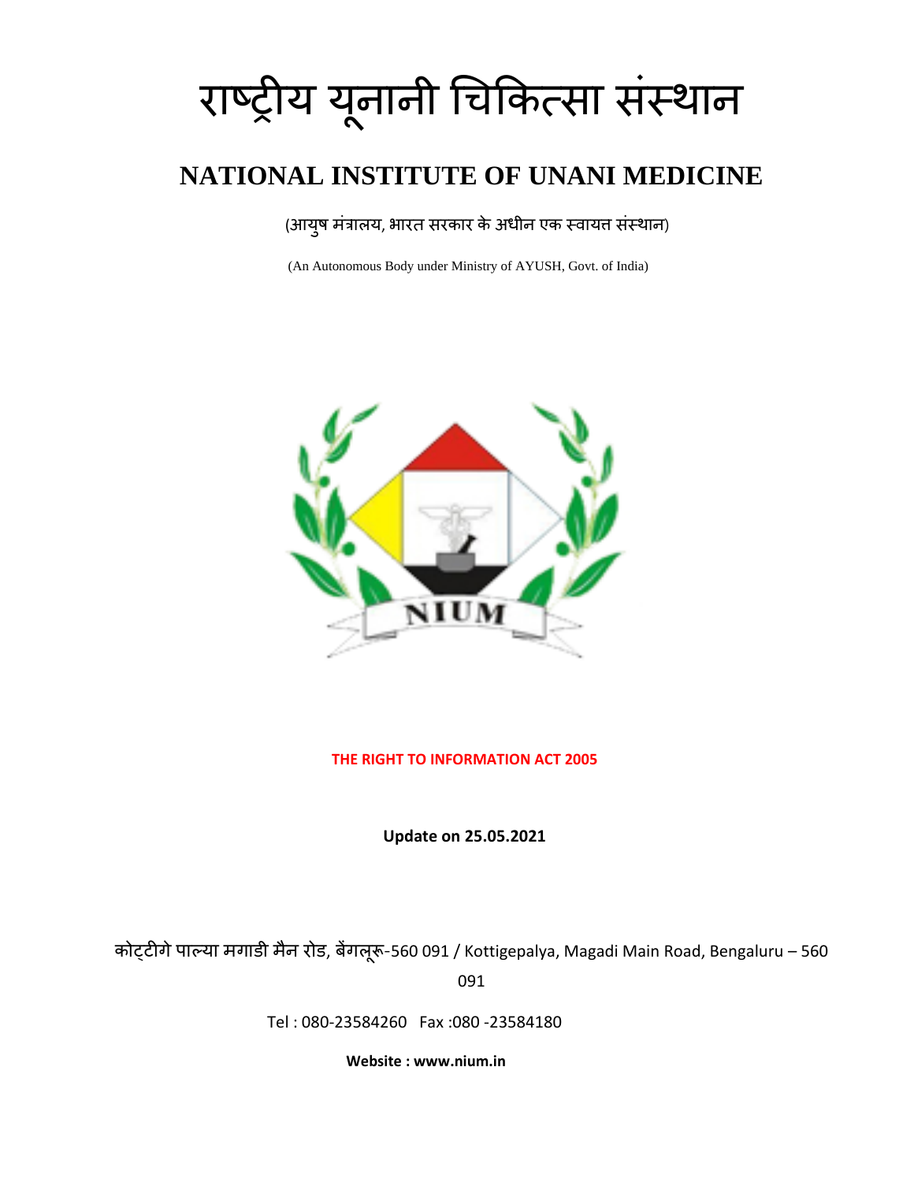# राष्ट्रीय यूनानी चिकित्सा संस्थान

## NATIONAL INSTITUTE OF UNANI MEDICINE

(आयुष मंत्रालय, भारत सरकार के अधीन एक स्वायत्त संस्थान)

(An Autonomous Body under Ministry of AYUSH, Govt. of India)

NIUM

**THE RIGHT TO INFORMATION ACT 2005**

**Update on 25.05.2021**

कोट्टीगे पाल्या मगाडी मैन रोड, बेंगलूरू-560 091 / Kottigepalya, Magadi Main Road, Bengaluru – 560 091

Tel : 080-23584260 Fax :080 -23584180

**Website : www.nium.in**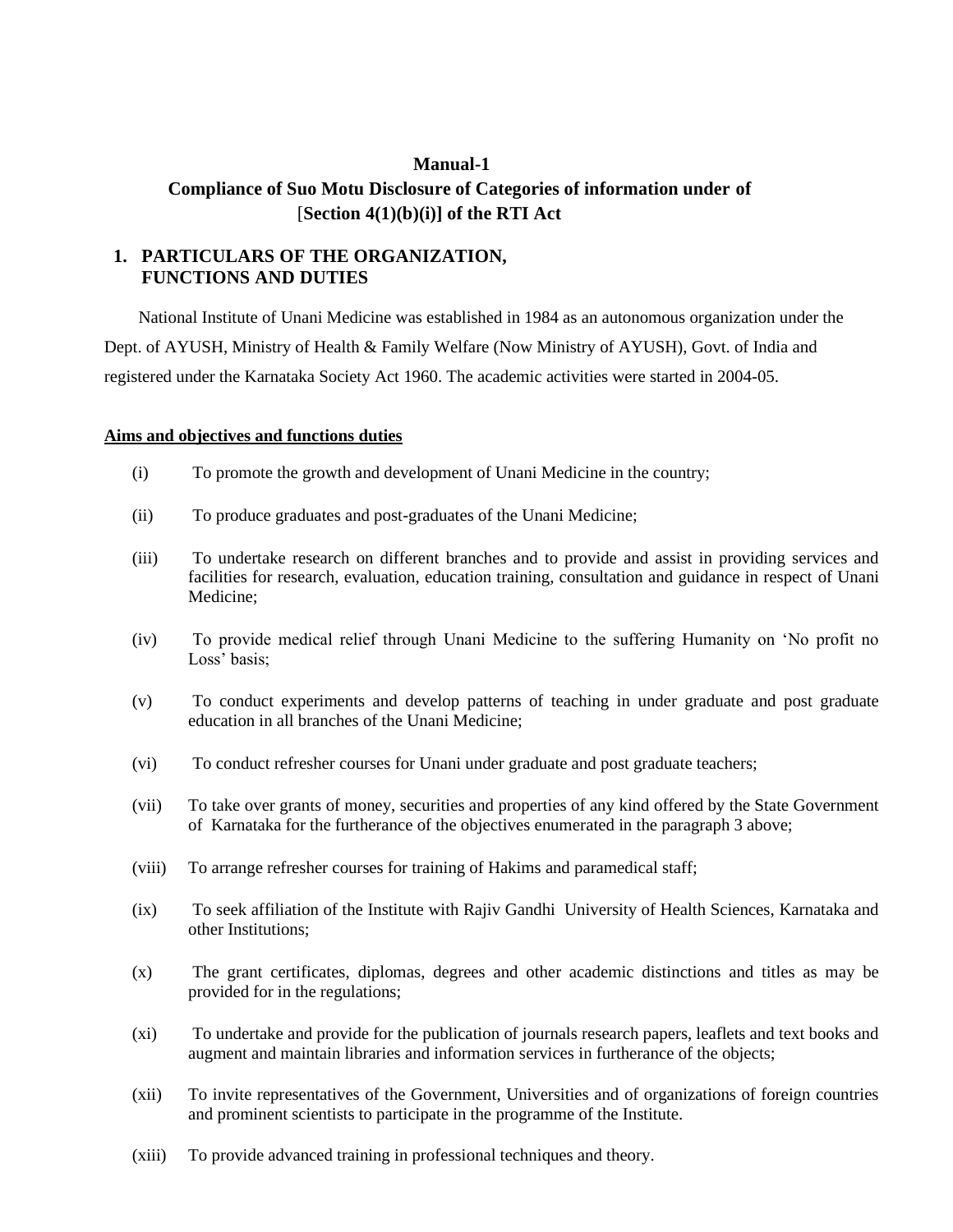**Manual-1**

**Compliance of Suo Motu Disclosure of Categories of information under of [Section 4(1)(b)(i)] of the RTI Act**

## 1. PARTICULARS OF THE ORGANIZATION, FUNCTIONS AND DUTIES

National Institute of Unani Medicine was established in 1984 as an autonomous organization under the Dept. of AYUSH, Ministry of Health & Family Welfare (Now Ministry of AYUSH), Govt. of India and registered under the Karnataka Society Act 1960. The academic activities were started in 2004-05.

**Aims and objectives and functions duties**

(i) To promote the growth and development of Unani Medicine in the country;

(ii) To produce graduates and post-graduates of the Unani Medicine;

(iii) To undertake research on different branches and to provide and assist in providing services and facilities for research, evaluation, education training, consultation and guidance in respect of Unani Medicine;

(iv) To provide medical relief through Unani Medicine to the suffering Humanity on 'No profit no Loss' basis;

(v) To conduct experiments and develop patterns of teaching in under graduate and post graduate education in all branches of the Unani Medicine;

(vi) To conduct refresher courses for Unani under graduate and post graduate teachers;

(vii) To take over grants of money, securities and properties of any kind offered by the State Government of Karnataka for the furtherance of the objectives enumerated in the paragraph 3 above;

(viii) To arrange refresher courses for training of Hakims and paramedical staff;

(ix) To seek affiliation of the Institute with Rajiv Gandhi University of Health Sciences, Karnataka and other Institutions;

(x) The grant certificates, diplomas, degrees and other academic distinctions and titles as may be provided for in the regulations;

(xi) To undertake and provide for the publication of journals research papers, leaflets and text books and augment and maintain libraries and information services in furtherance of the objects;

(xii) To invite representatives of the Government, Universities and of organizations of foreign countries and prominent scientists to participate in the programme of the Institute.

(xiii) To provide advanced training in professional techniques and theory.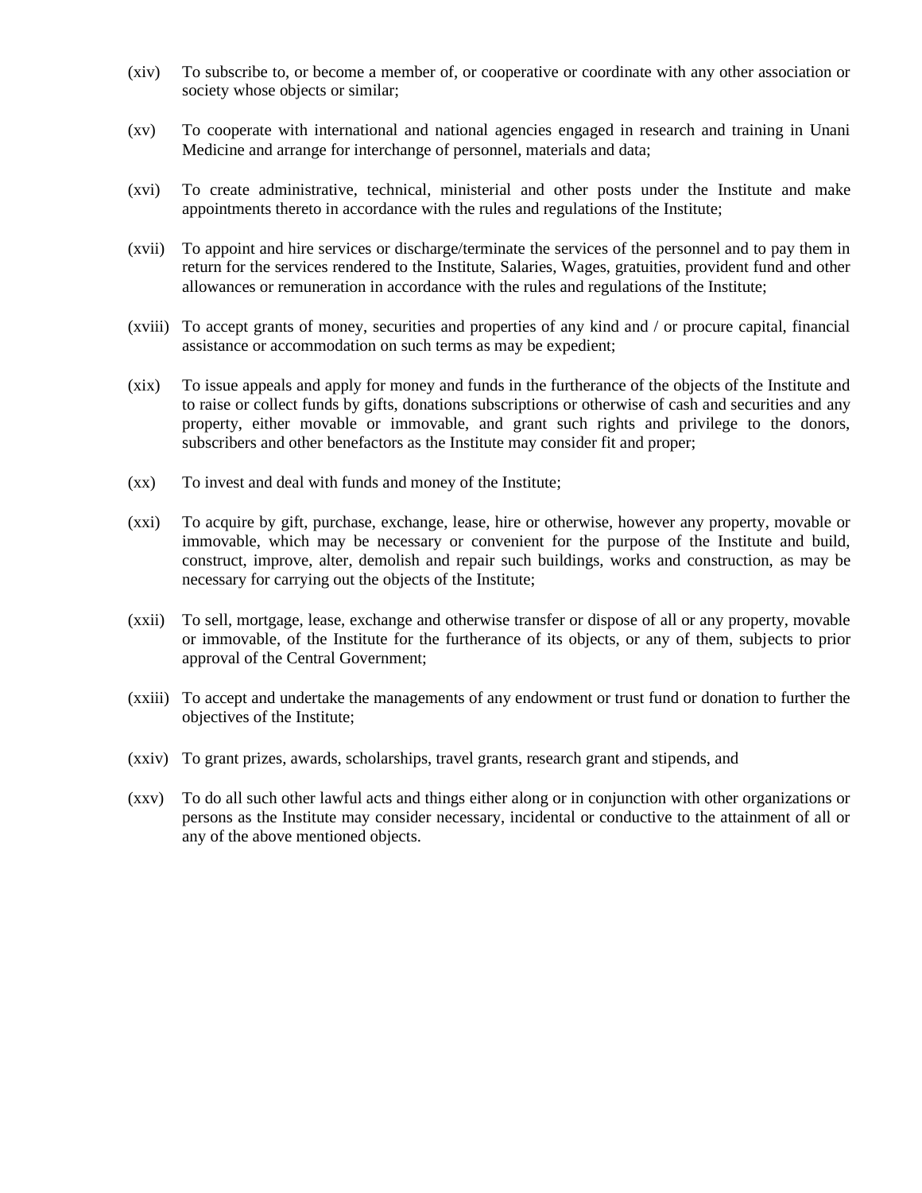(xiv) To subscribe to, or become a member of, or cooperative or coordinate with any other association or society whose objects or similar;

(xv) To cooperate with international and national agencies engaged in research and training in Unani Medicine and arrange for interchange of personnel, materials and data;

(xvi) To create administrative, technical, ministerial and other posts under the Institute and make appointments thereto in accordance with the rules and regulations of the Institute;

(xvii) To appoint and hire services or discharge/terminate the services of the personnel and to pay them in return for the services rendered to the Institute, Salaries, Wages, gratuities, provident fund and other allowances or remuneration in accordance with the rules and regulations of the Institute;

(xviii) To accept grants of money, securities and properties of any kind and / or procure capital, financial assistance or accommodation on such terms as may be expedient;

(xix) To issue appeals and apply for money and funds in the furtherance of the objects of the Institute and to raise or collect funds by gifts, donations subscriptions or otherwise of cash and securities and any property, either movable or immovable, and grant such rights and privilege to the donors, subscribers and other benefactors as the Institute may consider fit and proper;

(xx) To invest and deal with funds and money of the Institute;

(xxi) To acquire by gift, purchase, exchange, lease, hire or otherwise, however any property, movable or immovable, which may be necessary or convenient for the purpose of the Institute and build, construct, improve, alter, demolish and repair such buildings, works and construction, as may be necessary for carrying out the objects of the Institute;

(xxii) To sell, mortgage, lease, exchange and otherwise transfer or dispose of all or any property, movable or immovable, of the Institute for the furtherance of its objects, or any of them, subjects to prior approval of the Central Government;

(xxiii) To accept and undertake the managements of any endowment or trust fund or donation to further the objectives of the Institute;

(xxiv) To grant prizes, awards, scholarships, travel grants, research grant and stipends, and

(xxv) To do all such other lawful acts and things either along or in conjunction with other organizations or persons as the Institute may consider necessary, incidental or conductive to the attainment of all or any of the above mentioned objects.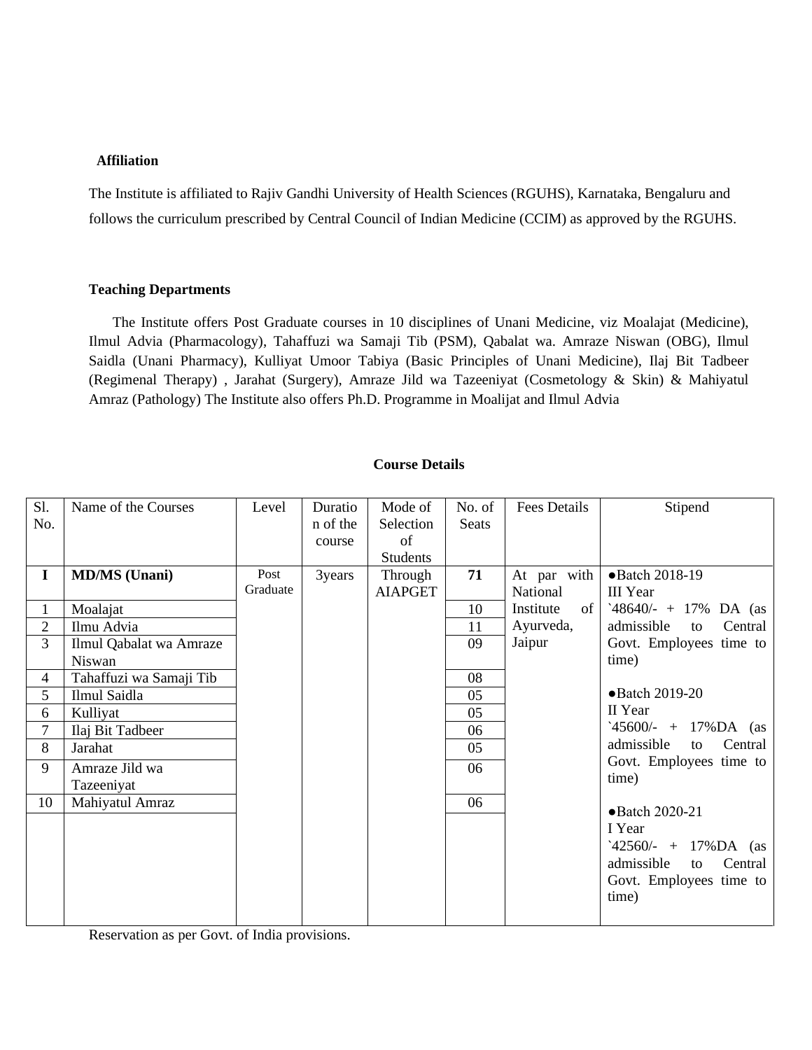**Affiliation**

The Institute is affiliated to Rajiv Gandhi University of Health Sciences (RGUHS), Karnataka, Bengaluru and follows the curriculum prescribed by Central Council of Indian Medicine (CCIM) as approved by the RGUHS.

**Teaching Departments**

The Institute offers Post Graduate courses in 10 disciplines of Unani Medicine, viz Moalajat (Medicine), Ilmul Advia (Pharmacology), Tahaffuzi wa Samaji Tib (PSM), Qabalat wa. Amraze Niswan (OBG), Ilmul Saidla (Unani Pharmacy), Kulliyat Umoor Tabiya (Basic Principles of Unani Medicine), Ilaj Bit Tadbeer (Regimenal Therapy) , Jarahat (Surgery), Amraze Jild wa Tazeeniyat (Cosmetology & Skin) & Mahiyatul Amraz (Pathology) The Institute also offers Ph.D. Programme in Moalijat and Ilmul Advia

**Course Details**

| Sl. No. | Name of the Courses | Level | Duration of the course | Mode of Selection of Students | No. of Seats | Fees Details | Stipend |
|---|---|---|---|---|---|---|---|
| **I** | **MD/MS (Unani)** | Post Graduate | 3years | Through AIAPGET | **71** | At par with National Institute of Ayurveda, Jaipur | ●Batch 2018-19 III Year `48640/- + 17% DA (as admissible to Central Govt. Employees time to time) ●Batch 2019-20 II Year `45600/- + 17%DA (as admissible to Central Govt. Employees time to time) ●Batch 2020-21 I Year `42560/- + 17%DA (as admissible to Central Govt. Employees time to time) |
| 1 | Moalajat | | | | 10 | | |
| 2 | Ilmu Advia | | | | 11 | | |
| 3 | Ilmul Qabalat wa Amraze Niswan | | | | 09 | | |
| 4 | Tahaffuzi wa Samaji Tib | | | | 08 | | |
| 5 | Ilmul Saidla | | | | 05 | | |
| 6 | Kulliyat | | | | 05 | | |
| 7 | Ilaj Bit Tadbeer | | | | 06 | | |
| 8 | Jarahat | | | | 05 | | |
| 9 | Amraze Jild wa Tazeeniyat | | | | 06 | | |
| 10 | Mahiyatul Amraz | | | | 06 | | |

Reservation as per Govt. of India provisions.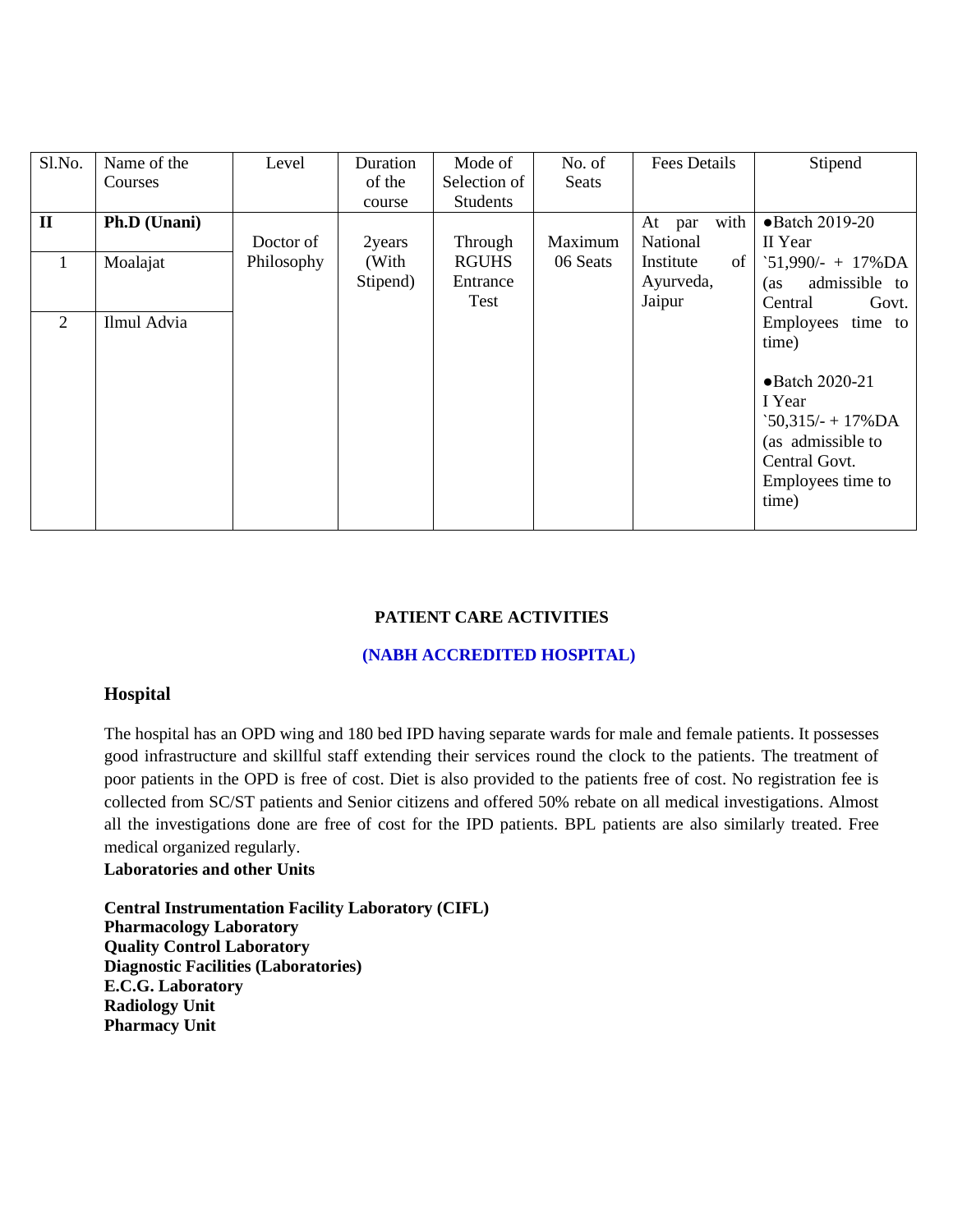| Sl.No. | Name of the Courses | Level | Duration of the course | Mode of Selection of Students | No. of Seats | Fees Details | Stipend |
|---|---|---|---|---|---|---|---|
| **II** | **Ph.D (Unani)** | Doctor of Philosophy | 2years (With Stipend) | Through RGUHS Entrance Test | Maximum 06 Seats | At par with National Institute of Ayurveda, Jaipur | ●Batch 2019-20 II Year `51,990/- + 17%DA (as admissible to Central Govt. Employees time to time) ●Batch 2020-21 I Year `50,315/- + 17%DA (as admissible to Central Govt. Employees time to time) |
| 1 | Moalajat | | | | | | |
| 2 | Ilmul Advia | | | | | | |

**PATIENT CARE ACTIVITIES**

**(NABH ACCREDITED HOSPITAL)**

## Hospital

The hospital has an OPD wing and 180 bed IPD having separate wards for male and female patients. It possesses good infrastructure and skillful staff extending their services round the clock to the patients. The treatment of poor patients in the OPD is free of cost. Diet is also provided to the patients free of cost. No registration fee is collected from SC/ST patients and Senior citizens and offered 50% rebate on all medical investigations. Almost all the investigations done are free of cost for the IPD patients. BPL patients are also similarly treated. Free medical organized regularly.

**Laboratories and other Units**

**Central Instrumentation Facility Laboratory (CIFL)**
**Pharmacology Laboratory**
**Quality Control Laboratory**
**Diagnostic Facilities (Laboratories)**
**E.C.G. Laboratory**
**Radiology Unit**
**Pharmacy Unit**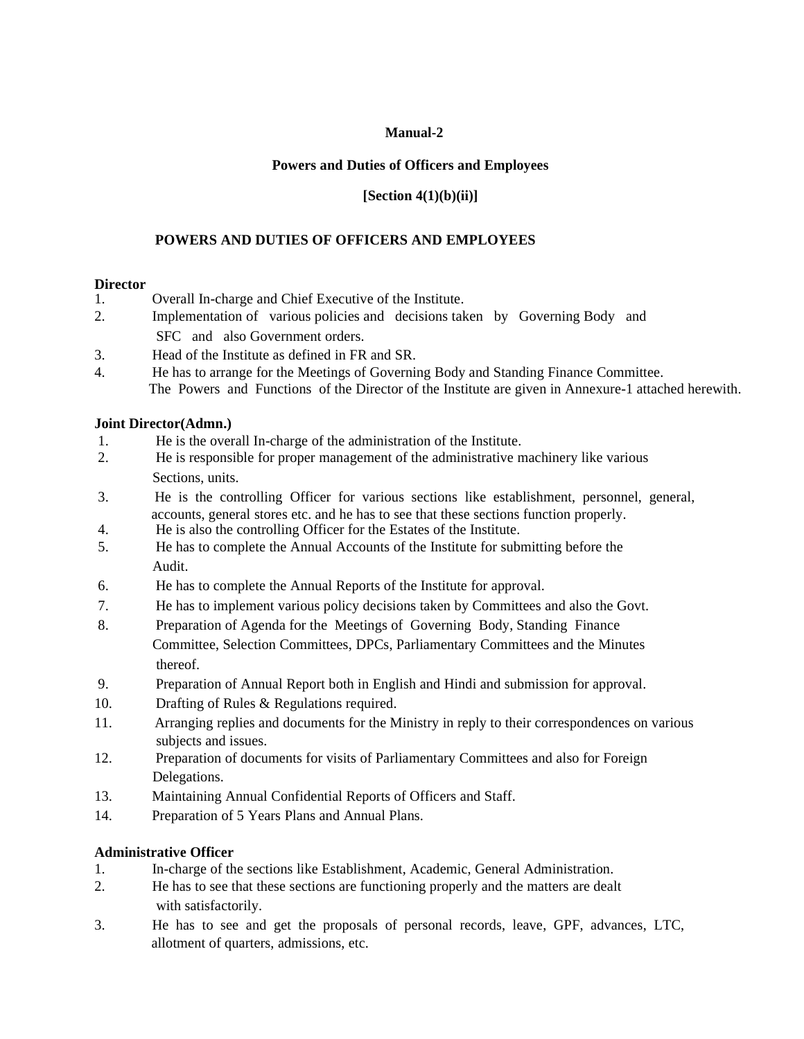**Manual-2**

**Powers and Duties of Officers and Employees**

**[Section 4(1)(b)(ii)]**

## POWERS AND DUTIES OF OFFICERS AND EMPLOYEES

**Director**

1. Overall In-charge and Chief Executive of the Institute.
2. Implementation of various policies and decisions taken by Governing Body and SFC and also Government orders.
3. Head of the Institute as defined in FR and SR.
4. He has to arrange for the Meetings of Governing Body and Standing Finance Committee.

The Powers and Functions of the Director of the Institute are given in Annexure-1 attached herewith.

**Joint Director(Admn.)**

1. He is the overall In-charge of the administration of the Institute.
2. He is responsible for proper management of the administrative machinery like various Sections, units.
3. He is the controlling Officer for various sections like establishment, personnel, general, accounts, general stores etc. and he has to see that these sections function properly.
4. He is also the controlling Officer for the Estates of the Institute.
5. He has to complete the Annual Accounts of the Institute for submitting before the Audit.
6. He has to complete the Annual Reports of the Institute for approval.
7. He has to implement various policy decisions taken by Committees and also the Govt.
8. Preparation of Agenda for the Meetings of Governing Body, Standing Finance Committee, Selection Committees, DPCs, Parliamentary Committees and the Minutes thereof.
9. Preparation of Annual Report both in English and Hindi and submission for approval.
10. Drafting of Rules & Regulations required.
11. Arranging replies and documents for the Ministry in reply to their correspondences on various subjects and issues.
12. Preparation of documents for visits of Parliamentary Committees and also for Foreign Delegations.
13. Maintaining Annual Confidential Reports of Officers and Staff.
14. Preparation of 5 Years Plans and Annual Plans.

**Administrative Officer**

1. In-charge of the sections like Establishment, Academic, General Administration.
2. He has to see that these sections are functioning properly and the matters are dealt with satisfactorily.
3. He has to see and get the proposals of personal records, leave, GPF, advances, LTC, allotment of quarters, admissions, etc.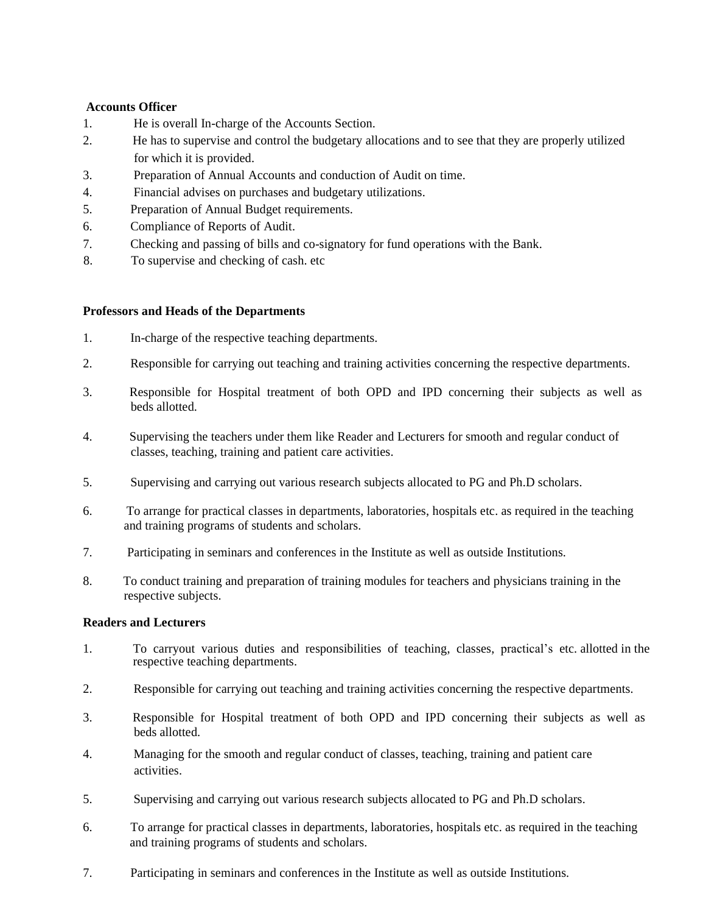**Accounts Officer**

1. He is overall In-charge of the Accounts Section.
2. He has to supervise and control the budgetary allocations and to see that they are properly utilized for which it is provided.
3. Preparation of Annual Accounts and conduction of Audit on time.
4. Financial advises on purchases and budgetary utilizations.
5. Preparation of Annual Budget requirements.
6. Compliance of Reports of Audit.
7. Checking and passing of bills and co-signatory for fund operations with the Bank.
8. To supervise and checking of cash. etc

**Professors and Heads of the Departments**

1. In-charge of the respective teaching departments.
2. Responsible for carrying out teaching and training activities concerning the respective departments.
3. Responsible for Hospital treatment of both OPD and IPD concerning their subjects as well as beds allotted.
4. Supervising the teachers under them like Reader and Lecturers for smooth and regular conduct of classes, teaching, training and patient care activities.
5. Supervising and carrying out various research subjects allocated to PG and Ph.D scholars.
6. To arrange for practical classes in departments, laboratories, hospitals etc. as required in the teaching and training programs of students and scholars.
7. Participating in seminars and conferences in the Institute as well as outside Institutions.
8. To conduct training and preparation of training modules for teachers and physicians training in the respective subjects.

**Readers and Lecturers**

1. To carryout various duties and responsibilities of teaching, classes, practical's etc. allotted in the respective teaching departments.
2. Responsible for carrying out teaching and training activities concerning the respective departments.
3. Responsible for Hospital treatment of both OPD and IPD concerning their subjects as well as beds allotted.
4. Managing for the smooth and regular conduct of classes, teaching, training and patient care activities.
5. Supervising and carrying out various research subjects allocated to PG and Ph.D scholars.
6. To arrange for practical classes in departments, laboratories, hospitals etc. as required in the teaching and training programs of students and scholars.
7. Participating in seminars and conferences in the Institute as well as outside Institutions.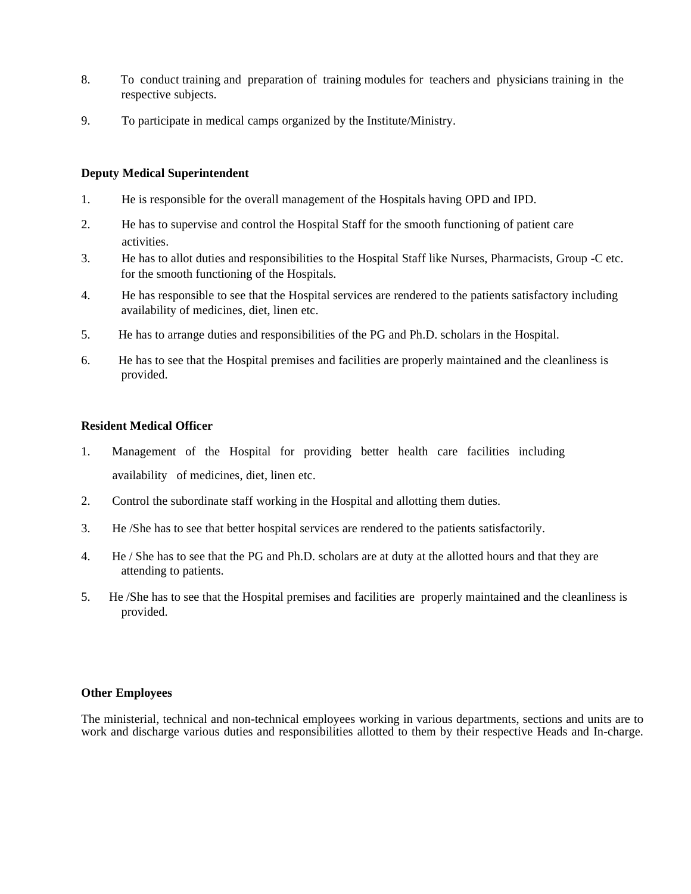8. To conduct training and preparation of training modules for teachers and physicians training in the respective subjects.

9. To participate in medical camps organized by the Institute/Ministry.

**Deputy Medical Superintendent**

1. He is responsible for the overall management of the Hospitals having OPD and IPD.

2. He has to supervise and control the Hospital Staff for the smooth functioning of patient care activities.

3. He has to allot duties and responsibilities to the Hospital Staff like Nurses, Pharmacists, Group -C etc. for the smooth functioning of the Hospitals.

4. He has responsible to see that the Hospital services are rendered to the patients satisfactory including availability of medicines, diet, linen etc.

5. He has to arrange duties and responsibilities of the PG and Ph.D. scholars in the Hospital.

6. He has to see that the Hospital premises and facilities are properly maintained and the cleanliness is provided.

**Resident Medical Officer**

1. Management of the Hospital for providing better health care facilities including availability of medicines, diet, linen etc.

2. Control the subordinate staff working in the Hospital and allotting them duties.

3. He /She has to see that better hospital services are rendered to the patients satisfactorily.

4. He / She has to see that the PG and Ph.D. scholars are at duty at the allotted hours and that they are attending to patients.

5. He /She has to see that the Hospital premises and facilities are properly maintained and the cleanliness is provided.

**Other Employees**

The ministerial, technical and non-technical employees working in various departments, sections and units are to work and discharge various duties and responsibilities allotted to them by their respective Heads and In-charge.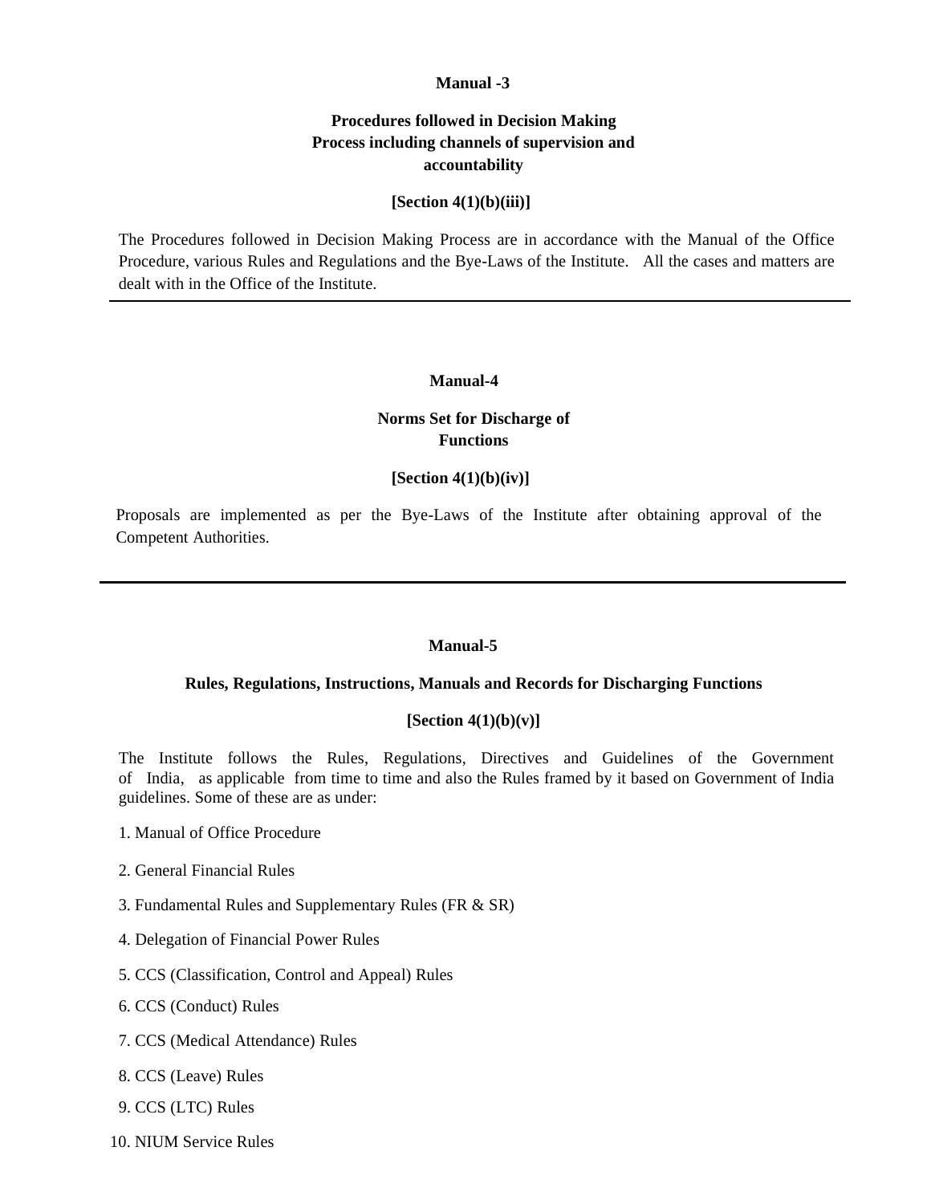**Manual -3**

**Procedures followed in Decision Making Process including channels of supervision and accountability**

**[Section 4(1)(b)(iii)]**

The Procedures followed in Decision Making Process are in accordance with the Manual of the Office Procedure, various Rules and Regulations and the Bye-Laws of the Institute. All the cases and matters are dealt with in the Office of the Institute.

---

**Manual-4**

**Norms Set for Discharge of Functions**

**[Section 4(1)(b)(iv)]**

Proposals are implemented as per the Bye-Laws of the Institute after obtaining approval of the Competent Authorities.

---

**Manual-5**

**Rules, Regulations, Instructions, Manuals and Records for Discharging Functions**

**[Section 4(1)(b)(v)]**

The Institute follows the Rules, Regulations, Directives and Guidelines of the Government of India, as applicable from time to time and also the Rules framed by it based on Government of India guidelines. Some of these are as under:

1. Manual of Office Procedure
2. General Financial Rules
3. Fundamental Rules and Supplementary Rules (FR & SR)
4. Delegation of Financial Power Rules
5. CCS (Classification, Control and Appeal) Rules
6. CCS (Conduct) Rules
7. CCS (Medical Attendance) Rules
8. CCS (Leave) Rules
9. CCS (LTC) Rules
10. NIUM Service Rules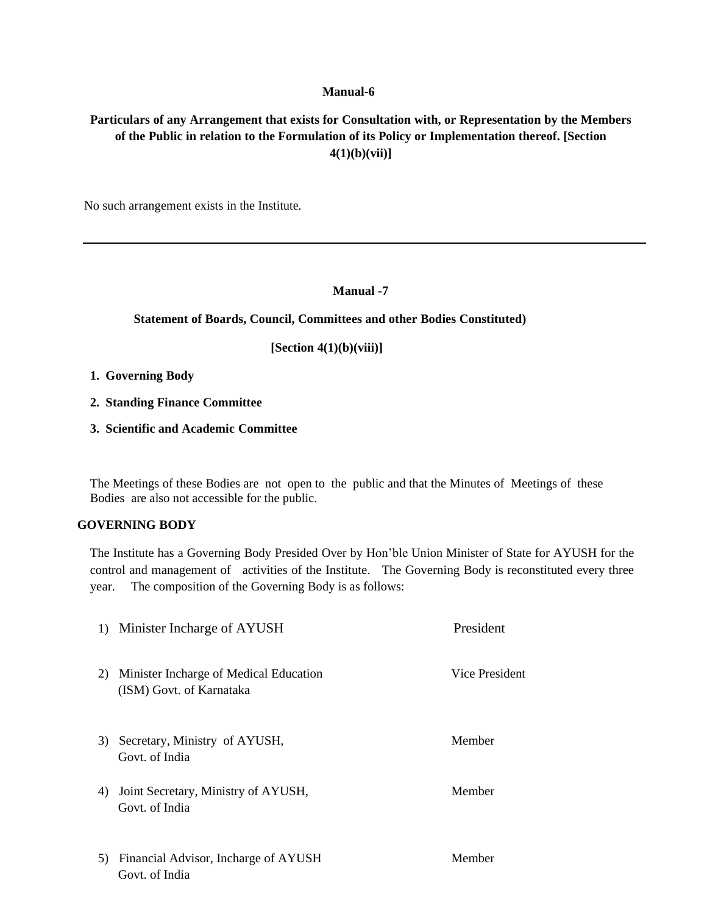## Manual-6

**Particulars of any Arrangement that exists for Consultation with, or Representation by the Members of the Public in relation to the Formulation of its Policy or Implementation thereof. [Section 4(1)(b)(vii)]**

No such arrangement exists in the Institute.

---

## Manual -7

**Statement of Boards, Council, Committees and other Bodies Constituted)**

**[Section 4(1)(b)(viii)]**

1. **Governing Body**
2. **Standing Finance Committee**
3. **Scientific and Academic Committee**

The Meetings of these Bodies are not open to the public and that the Minutes of Meetings of these Bodies are also not accessible for the public.

**GOVERNING BODY**

The Institute has a Governing Body Presided Over by Hon'ble Union Minister of State for AYUSH for the control and management of activities of the Institute. The Governing Body is reconstituted every three year. The composition of the Governing Body is as follows:

| | | |
|---|---|---|
| 1) | Minister Incharge of AYUSH | President |
| 2) | Minister Incharge of Medical Education (ISM) Govt. of Karnataka | Vice President |
| 3) | Secretary, Ministry of AYUSH, Govt. of India | Member |
| 4) | Joint Secretary, Ministry of AYUSH, Govt. of India | Member |
| 5) | Financial Advisor, Incharge of AYUSH Govt. of India | Member |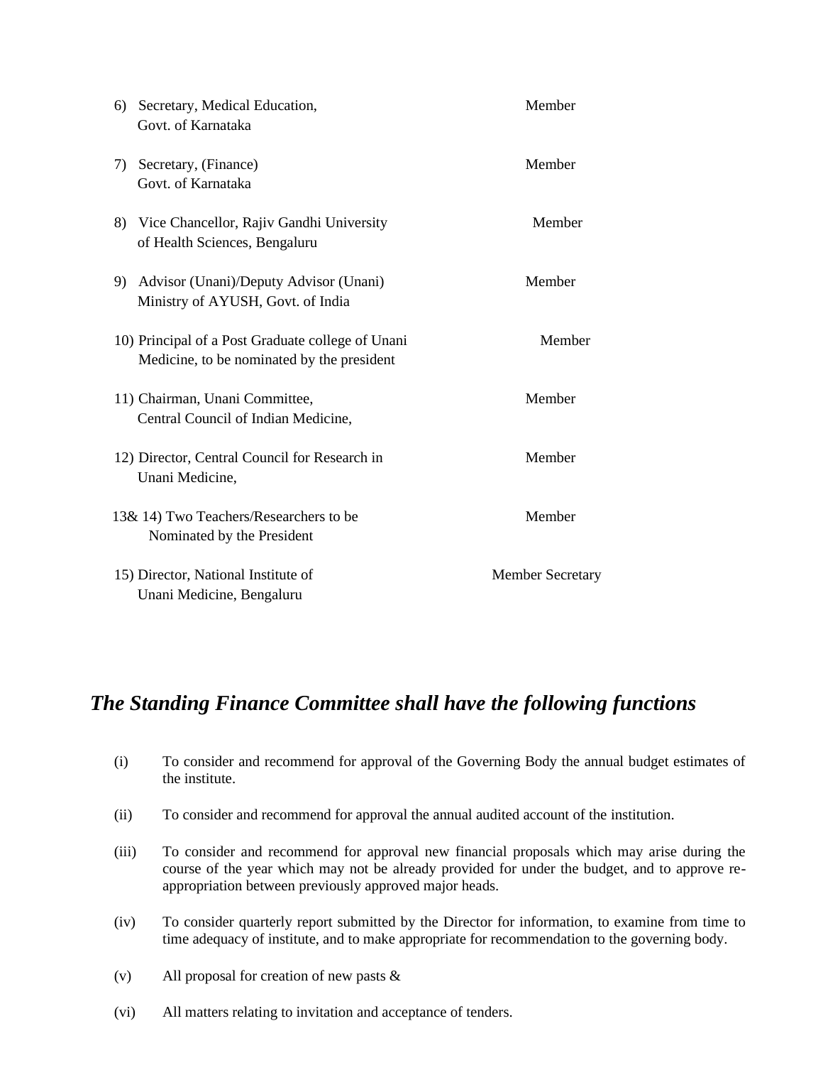| | |
|---|---|
| 6) Secretary, Medical Education, Govt. of Karnataka | Member |
| 7) Secretary, (Finance) Govt. of Karnataka | Member |
| 8) Vice Chancellor, Rajiv Gandhi University of Health Sciences, Bengaluru | Member |
| 9) Advisor (Unani)/Deputy Advisor (Unani) Ministry of AYUSH, Govt. of India | Member |
| 10) Principal of a Post Graduate college of Unani Medicine, to be nominated by the president | Member |
| 11) Chairman, Unani Committee, Central Council of Indian Medicine, | Member |
| 12) Director, Central Council for Research in Unani Medicine, | Member |
| 13& 14) Two Teachers/Researchers to be Nominated by the President | Member |
| 15) Director, National Institute of Unani Medicine, Bengaluru | Member Secretary |

## *The Standing Finance Committee shall have the following functions*

(i) To consider and recommend for approval of the Governing Body the annual budget estimates of the institute.

(ii) To consider and recommend for approval the annual audited account of the institution.

(iii) To consider and recommend for approval new financial proposals which may arise during the course of the year which may not be already provided for under the budget, and to approve re-appropriation between previously approved major heads.

(iv) To consider quarterly report submitted by the Director for information, to examine from time to time adequacy of institute, and to make appropriate for recommendation to the governing body.

(v) All proposal for creation of new pasts &

(vi) All matters relating to invitation and acceptance of tenders.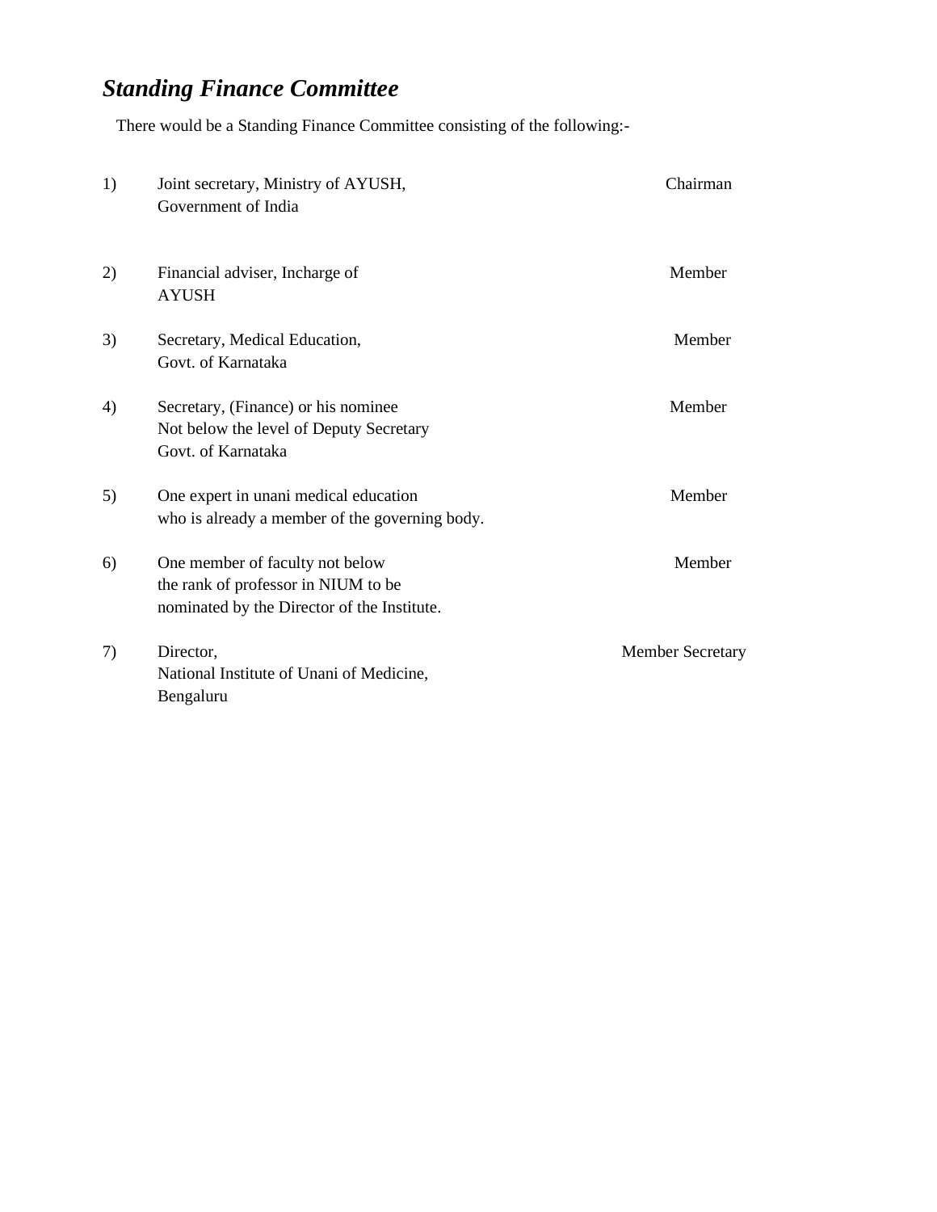### *Standing Finance Committee*

There would be a Standing Finance Committee consisting of the following:-

| | | |
|---|---|---|
| 1) | Joint secretary, Ministry of AYUSH, Government of India | Chairman |
| 2) | Financial adviser, Incharge of AYUSH | Member |
| 3) | Secretary, Medical Education, Govt. of Karnataka | Member |
| 4) | Secretary, (Finance) or his nominee Not below the level of Deputy Secretary Govt. of Karnataka | Member |
| 5) | One expert in unani medical education who is already a member of the governing body. | Member |
| 6) | One member of faculty not below the rank of professor in NIUM to be nominated by the Director of the Institute. | Member |
| 7) | Director, National Institute of Unani of Medicine, Bengaluru | Member Secretary |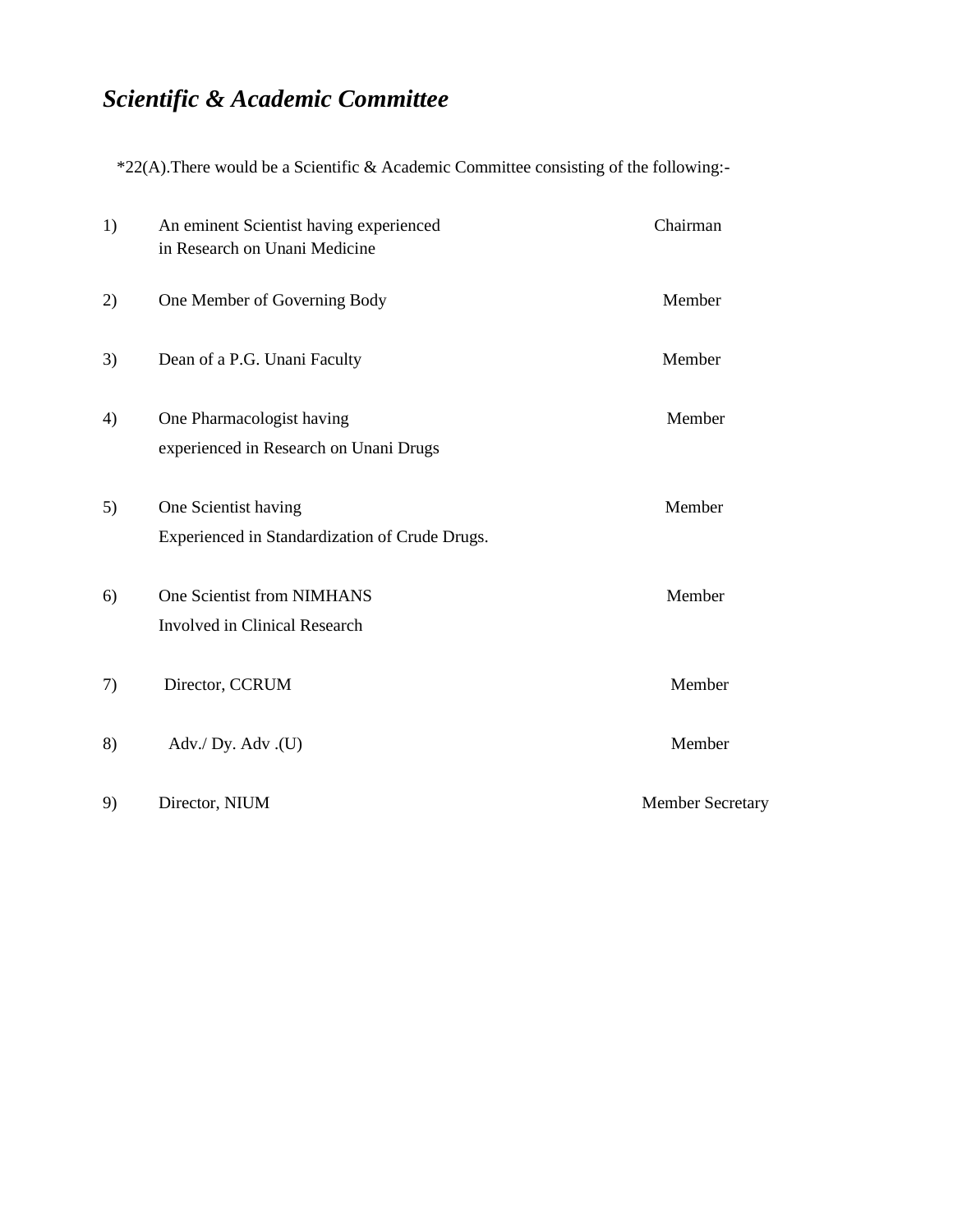## *Scientific & Academic Committee*

*22(A).There would be a Scientific & Academic Committee consisting of the following:-

| | | |
|---|---|---|
| 1) | An eminent Scientist having experienced in Research on Unani Medicine | Chairman |
| 2) | One Member of Governing Body | Member |
| 3) | Dean of a P.G. Unani Faculty | Member |
| 4) | One Pharmacologist having experienced in Research on Unani Drugs | Member |
| 5) | One Scientist having Experienced in Standardization of Crude Drugs. | Member |
| 6) | One Scientist from NIMHANS Involved in Clinical Research | Member |
| 7) | Director, CCRUM | Member |
| 8) | Adv./ Dy. Adv .(U) | Member |
| 9) | Director, NIUM | Member Secretary |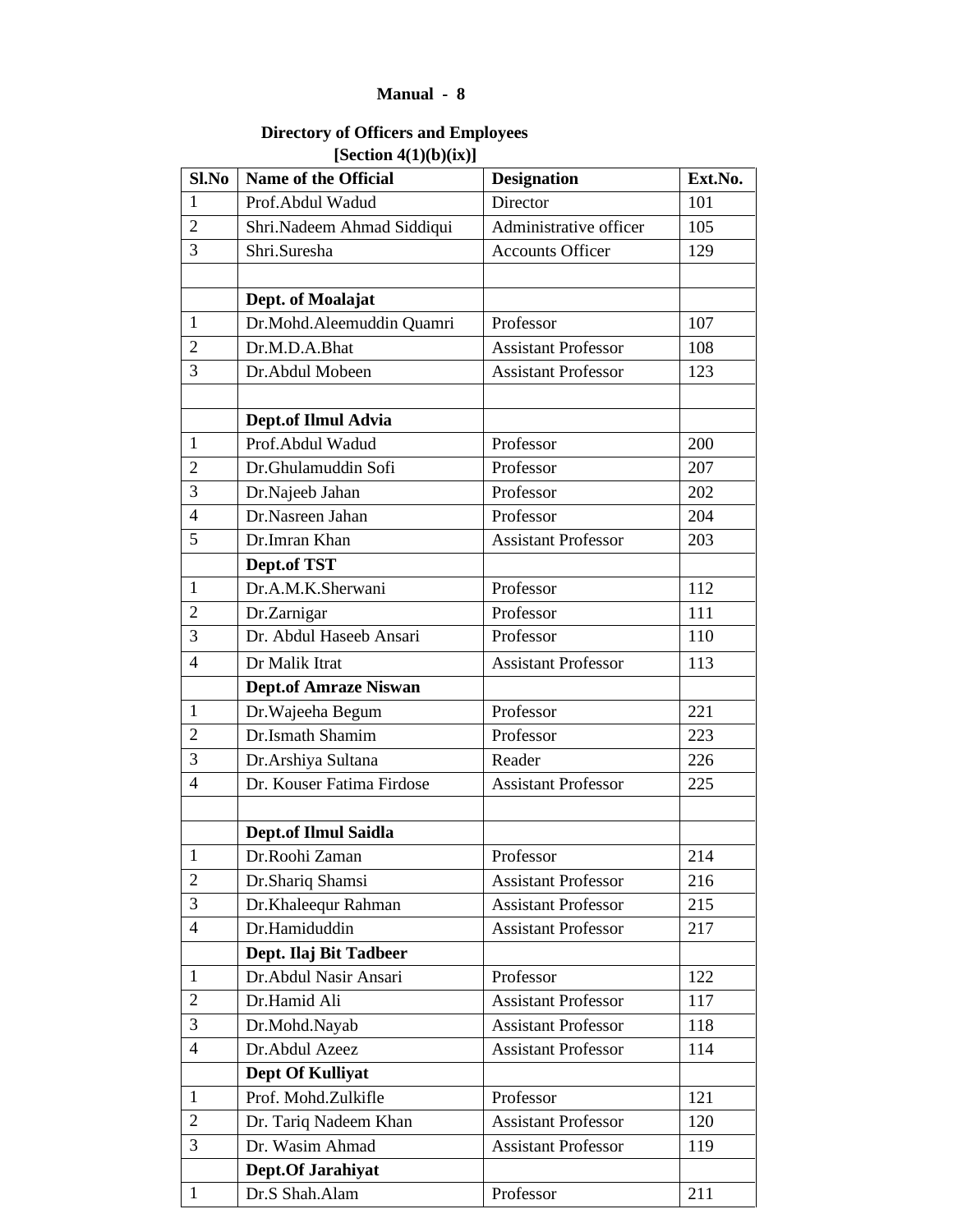**Manual - 8**

**Directory of Officers and Employees**
**[Section 4(1)(b)(ix)]**

| Sl.No | Name of the Official | Designation | Ext.No. |
|---|---|---|---|
| 1 | Prof.Abdul Wadud | Director | 101 |
| 2 | Shri.Nadeem Ahmad Siddiqui | Administrative officer | 105 |
| 3 | Shri.Suresha | Accounts Officer | 129 |
| | | | |
| | **Dept. of Moalajat** | | |
| 1 | Dr.Mohd.Aleemuddin Quamri | Professor | 107 |
| 2 | Dr.M.D.A.Bhat | Assistant Professor | 108 |
| 3 | Dr.Abdul Mobeen | Assistant Professor | 123 |
| | | | |
| | **Dept.of Ilmul Advia** | | |
| 1 | Prof.Abdul Wadud | Professor | 200 |
| 2 | Dr.Ghulamuddin Sofi | Professor | 207 |
| 3 | Dr.Najeeb Jahan | Professor | 202 |
| 4 | Dr.Nasreen Jahan | Professor | 204 |
| 5 | Dr.Imran Khan | Assistant Professor | 203 |
| | **Dept.of TST** | | |
| 1 | Dr.A.M.K.Sherwani | Professor | 112 |
| 2 | Dr.Zarnigar | Professor | 111 |
| 3 | Dr. Abdul Haseeb Ansari | Professor | 110 |
| 4 | Dr Malik Itrat | Assistant Professor | 113 |
| | **Dept.of Amraze Niswan** | | |
| 1 | Dr.Wajeeha Begum | Professor | 221 |
| 2 | Dr.Ismath Shamim | Professor | 223 |
| 3 | Dr.Arshiya Sultana | Reader | 226 |
| 4 | Dr. Kouser Fatima Firdose | Assistant Professor | 225 |
| | | | |
| | **Dept.of Ilmul Saidla** | | |
| 1 | Dr.Roohi Zaman | Professor | 214 |
| 2 | Dr.Shariq Shamsi | Assistant Professor | 216 |
| 3 | Dr.Khaleequr Rahman | Assistant Professor | 215 |
| 4 | Dr.Hamiduddin | Assistant Professor | 217 |
| | **Dept. Ilaj Bit Tadbeer** | | |
| 1 | Dr.Abdul Nasir Ansari | Professor | 122 |
| 2 | Dr.Hamid Ali | Assistant Professor | 117 |
| 3 | Dr.Mohd.Nayab | Assistant Professor | 118 |
| 4 | Dr.Abdul Azeez | Assistant Professor | 114 |
| | **Dept Of Kulliyat** | | |
| 1 | Prof. Mohd.Zulkifle | Professor | 121 |
| 2 | Dr. Tariq Nadeem Khan | Assistant Professor | 120 |
| 3 | Dr. Wasim Ahmad | Assistant Professor | 119 |
| | **Dept.Of Jarahiyat** | | |
| 1 | Dr.S Shah.Alam | Professor | 211 |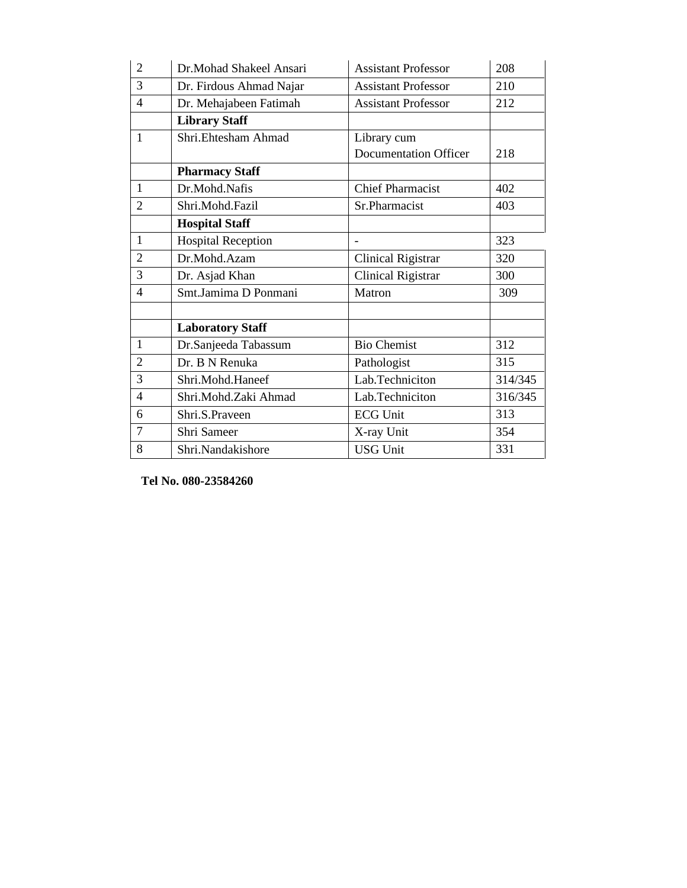| 2 | Dr.Mohad Shakeel Ansari | Assistant Professor | 208 |
|---|---|---|---|
| 3 | Dr. Firdous Ahmad Najar | Assistant Professor | 210 |
| 4 | Dr. Mehajabeen Fatimah | Assistant Professor | 212 |
| | **Library Staff** | | |
| 1 | Shri.Ehtesham Ahmad | Library cum Documentation Officer | 218 |
| | **Pharmacy Staff** | | |
| 1 | Dr.Mohd.Nafis | Chief Pharmacist | 402 |
| 2 | Shri.Mohd.Fazil | Sr.Pharmacist | 403 |
| | **Hospital Staff** | | |
| 1 | Hospital Reception | - | 323 |
| 2 | Dr.Mohd.Azam | Clinical Rigistrar | 320 |
| 3 | Dr. Asjad Khan | Clinical Rigistrar | 300 |
| 4 | Smt.Jamima D Ponmani | Matron | 309 |
| | | | |
| | **Laboratory Staff** | | |
| 1 | Dr.Sanjeeda Tabassum | Bio Chemist | 312 |
| 2 | Dr. B N Renuka | Pathologist | 315 |
| 3 | Shri.Mohd.Haneef | Lab.Techniciton | 314/345 |
| 4 | Shri.Mohd.Zaki Ahmad | Lab.Techniciton | 316/345 |
| 6 | Shri.S.Praveen | ECG Unit | 313 |
| 7 | Shri Sameer | X-ray Unit | 354 |
| 8 | Shri.Nandakishore | USG Unit | 331 |

**Tel No. 080-23584260**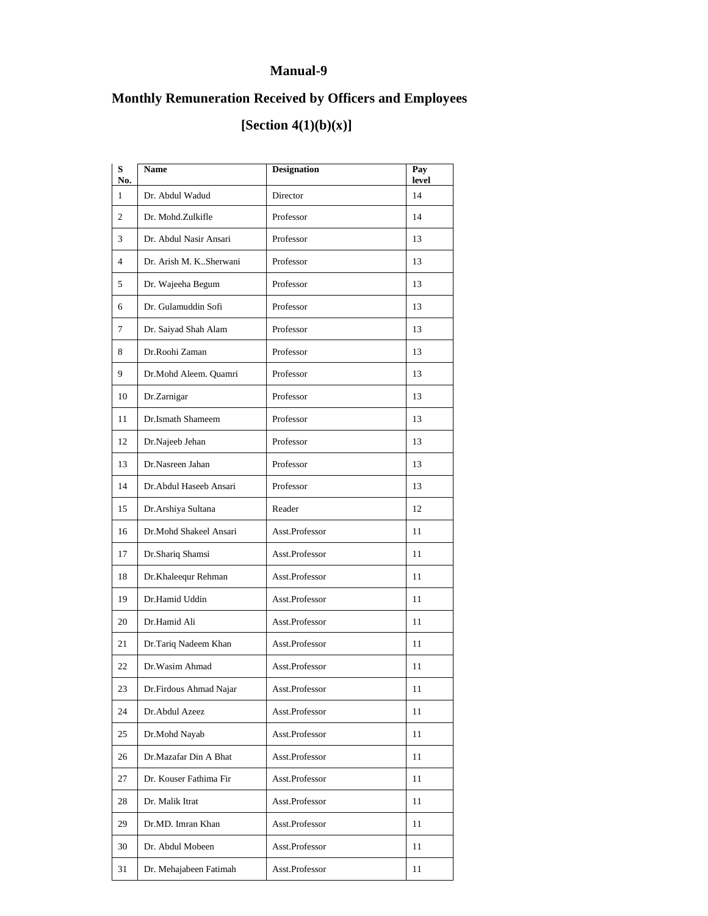# Manual-9

## Monthly Remuneration Received by Officers and Employees

## [Section 4(1)(b)(x)]

| S No. | Name | Designation | Pay level |
|---|---|---|---|
| 1 | Dr. Abdul Wadud | Director | 14 |
| 2 | Dr. Mohd.Zulkifle | Professor | 14 |
| 3 | Dr. Abdul Nasir Ansari | Professor | 13 |
| 4 | Dr. Arish M. K..Sherwani | Professor | 13 |
| 5 | Dr. Wajeeha Begum | Professor | 13 |
| 6 | Dr. Gulamuddin Sofi | Professor | 13 |
| 7 | Dr. Saiyad Shah Alam | Professor | 13 |
| 8 | Dr.Roohi Zaman | Professor | 13 |
| 9 | Dr.Mohd Aleem. Quamri | Professor | 13 |
| 10 | Dr.Zarnigar | Professor | 13 |
| 11 | Dr.Ismath Shameem | Professor | 13 |
| 12 | Dr.Najeeb Jehan | Professor | 13 |
| 13 | Dr.Nasreen Jahan | Professor | 13 |
| 14 | Dr.Abdul Haseeb Ansari | Professor | 13 |
| 15 | Dr.Arshiya Sultana | Reader | 12 |
| 16 | Dr.Mohd Shakeel Ansari | Asst.Professor | 11 |
| 17 | Dr.Shariq Shamsi | Asst.Professor | 11 |
| 18 | Dr.Khaleequr Rehman | Asst.Professor | 11 |
| 19 | Dr.Hamid Uddin | Asst.Professor | 11 |
| 20 | Dr.Hamid Ali | Asst.Professor | 11 |
| 21 | Dr.Tariq Nadeem Khan | Asst.Professor | 11 |
| 22 | Dr.Wasim Ahmad | Asst.Professor | 11 |
| 23 | Dr.Firdous Ahmad Najar | Asst.Professor | 11 |
| 24 | Dr.Abdul Azeez | Asst.Professor | 11 |
| 25 | Dr.Mohd Nayab | Asst.Professor | 11 |
| 26 | Dr.Mazafar Din A Bhat | Asst.Professor | 11 |
| 27 | Dr. Kouser Fathima Fir | Asst.Professor | 11 |
| 28 | Dr. Malik Itrat | Asst.Professor | 11 |
| 29 | Dr.MD. Imran Khan | Asst.Professor | 11 |
| 30 | Dr. Abdul Mobeen | Asst.Professor | 11 |
| 31 | Dr. Mehajabeen Fatimah | Asst.Professor | 11 |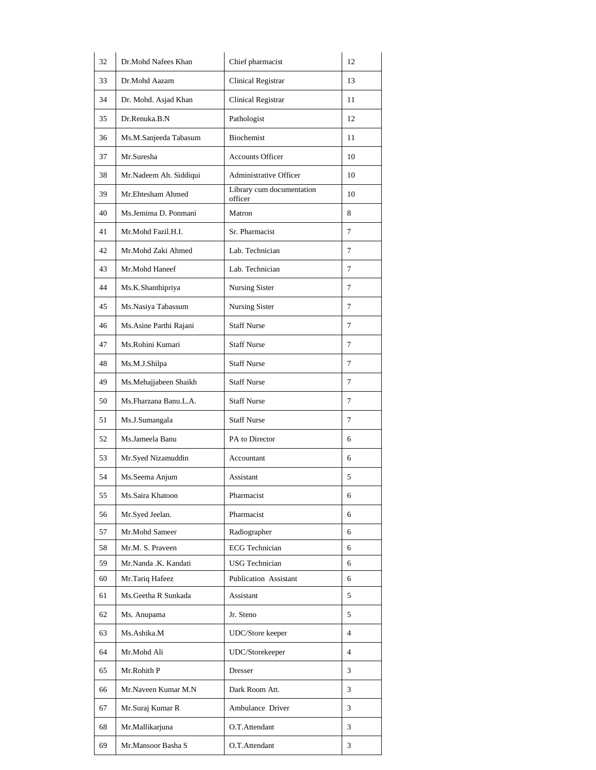| 32 | Dr.Mohd Nafees Khan | Chief pharmacist | 12 |
|---|---|---|---|
| 33 | Dr.Mohd Aazam | Clinical Registrar | 13 |
| 34 | Dr. Mohd. Asjad Khan | Clinical Registrar | 11 |
| 35 | Dr.Renuka.B.N | Pathologist | 12 |
| 36 | Ms.M.Sanjeeda Tabasum | Biochemist | 11 |
| 37 | Mr.Suresha | Accounts Officer | 10 |
| 38 | Mr.Nadeem Ah. Siddiqui | Administrative Officer | 10 |
| 39 | Mr.Ehtesham Ahmed | Library cum documentation officer | 10 |
| 40 | Ms.Jemima D. Ponmani | Matron | 8 |
| 41 | Mr.Mohd Fazil.H.I. | Sr. Pharmacist | 7 |
| 42 | Mr.Mohd Zaki Ahmed | Lab. Technician | 7 |
| 43 | Mr.Mohd Haneef | Lab. Technician | 7 |
| 44 | Ms.K.Shanthipriya | Nursing Sister | 7 |
| 45 | Ms.Nasiya Tabassum | Nursing Sister | 7 |
| 46 | Ms.Asine Parthi Rajani | Staff Nurse | 7 |
| 47 | Ms.Rohini Kumari | Staff Nurse | 7 |
| 48 | Ms.M.J.Shilpa | Staff Nurse | 7 |
| 49 | Ms.Mehajjabeen Shaikh | Staff Nurse | 7 |
| 50 | Ms.Fharzana Banu.L.A. | Staff Nurse | 7 |
| 51 | Ms.J.Sumangala | Staff Nurse | 7 |
| 52 | Ms.Jameela Banu | PA to Director | 6 |
| 53 | Mr.Syed Nizamuddin | Accountant | 6 |
| 54 | Ms.Seema Anjum | Assistant | 5 |
| 55 | Ms.Saira Khatoon | Pharmacist | 6 |
| 56 | Mr.Syed Jeelan. | Pharmacist | 6 |
| 57 | Mr.Mohd Sameer | Radiographer | 6 |
| 58 | Mr.M. S. Praveen | ECG Technician | 6 |
| 59 | Mr.Nanda .K. Kandati | USG Technician | 6 |
| 60 | Mr.Tariq Hafeez | Publication Assistant | 6 |
| 61 | Ms.Geetha R Sunkada | Assistant | 5 |
| 62 | Ms. Anupama | Jr. Steno | 5 |
| 63 | Ms.Ashika.M | UDC/Store keeper | 4 |
| 64 | Mr.Mohd Ali | UDC/Storekeeper | 4 |
| 65 | Mr.Rohith P | Dresser | 3 |
| 66 | Mr.Naveen Kumar M.N | Dark Room Att. | 3 |
| 67 | Mr.Suraj Kumar R | Ambulance Driver | 3 |
| 68 | Mr.Mallikarjuna | O.T.Attendant | 3 |
| 69 | Mr.Mansoor Basha S | O.T.Attendant | 3 |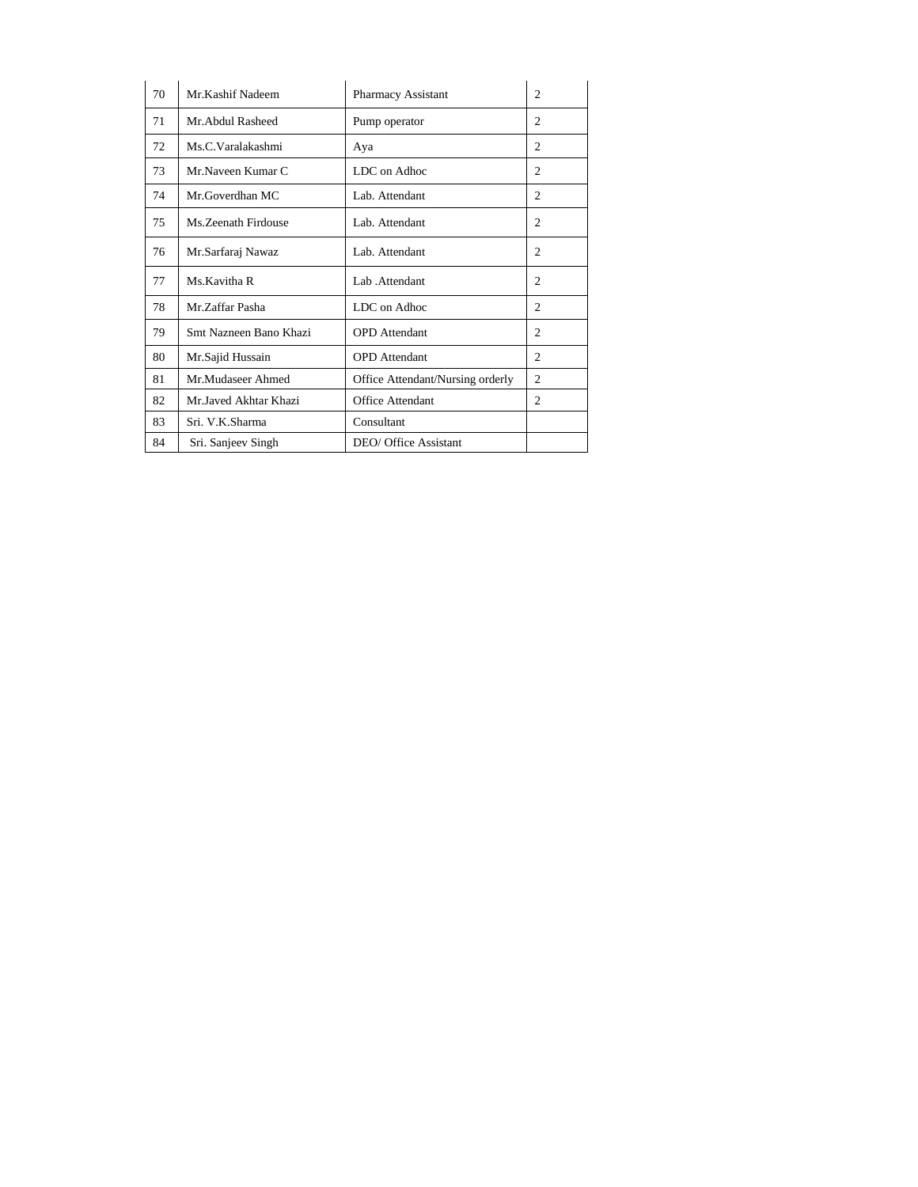| 70 | Mr.Kashif Nadeem | Pharmacy Assistant | 2 |
|---|---|---|---|
| 71 | Mr.Abdul Rasheed | Pump operator | 2 |
| 72 | Ms.C.Varalakashmi | Aya | 2 |
| 73 | Mr.Naveen Kumar C | LDC on Adhoc | 2 |
| 74 | Mr.Goverdhan MC | Lab. Attendant | 2 |
| 75 | Ms.Zeenath Firdouse | Lab. Attendant | 2 |
| 76 | Mr.Sarfaraj Nawaz | Lab. Attendant | 2 |
| 77 | Ms.Kavitha R | Lab .Attendant | 2 |
| 78 | Mr.Zaffar Pasha | LDC on Adhoc | 2 |
| 79 | Smt Nazneen Bano Khazi | OPD Attendant | 2 |
| 80 | Mr.Sajid Hussain | OPD Attendant | 2 |
| 81 | Mr.Mudaseer Ahmed | Office Attendant/Nursing orderly | 2 |
| 82 | Mr.Javed Akhtar Khazi | Office Attendant | 2 |
| 83 | Sri. V.K.Sharma | Consultant | |
| 84 | Sri. Sanjeev Singh | DEO/ Office Assistant | |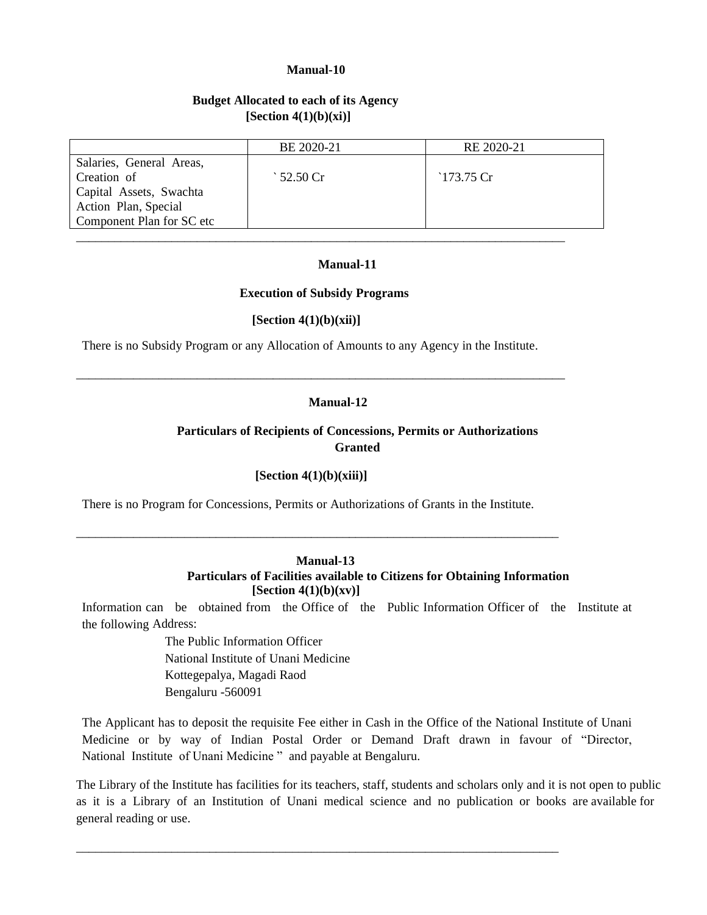**Manual-10**

**Budget Allocated to each of its Agency**
**[Section 4(1)(b)(xi)]**

| | BE 2020-21 | RE 2020-21 |
|---|---|---|
| Salaries, General Areas, Creation of Capital Assets, Swachta Action Plan, Special Component Plan for SC etc | ` 52.50 Cr | `173.75 Cr |

---

**Manual-11**

**Execution of Subsidy Programs**

**[Section 4(1)(b)(xii)]**

There is no Subsidy Program or any Allocation of Amounts to any Agency in the Institute.

---

**Manual-12**

**Particulars of Recipients of Concessions, Permits or Authorizations Granted**

**[Section 4(1)(b)(xiii)]**

There is no Program for Concessions, Permits or Authorizations of Grants in the Institute.

---

**Manual-13**
**Particulars of Facilities available to Citizens for Obtaining Information**
**[Section 4(1)(b)(xv)]**

Information can be obtained from the Office of the Public Information Officer of the Institute at the following Address:

The Public Information Officer
National Institute of Unani Medicine
Kottegepalya, Magadi Raod
Bengaluru -560091

The Applicant has to deposit the requisite Fee either in Cash in the Office of the National Institute of Unani Medicine or by way of Indian Postal Order or Demand Draft drawn in favour of "Director, National Institute of Unani Medicine " and payable at Bengaluru.

The Library of the Institute has facilities for its teachers, staff, students and scholars only and it is not open to public as it is a Library of an Institution of Unani medical science and no publication or books are available for general reading or use.

---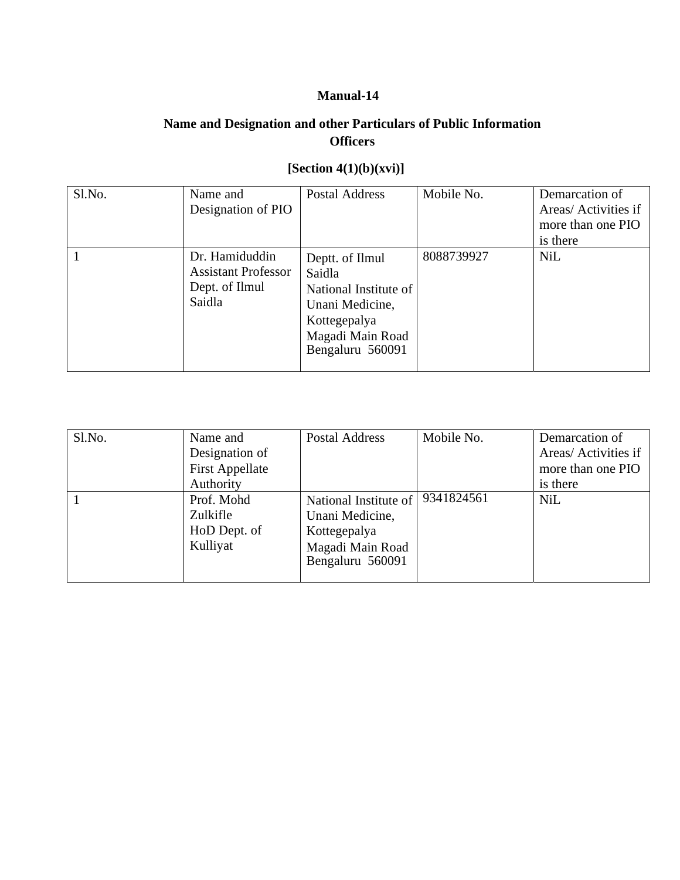**Manual-14**

**Name and Designation and other Particulars of Public Information Officers**

**[Section 4(1)(b)(xvi)]**

| Sl.No. | Name and Designation of PIO | Postal Address | Mobile No. | Demarcation of Areas/ Activities if more than one PIO is there |
|---|---|---|---|---|
| 1 | Dr. Hamiduddin<br>Assistant Professor<br>Dept. of Ilmul Saidla | Deptt. of Ilmul Saidla<br>National Institute of Unani Medicine, Kottegepalya<br>Magadi Main Road<br>Bengaluru 560091 | 8088739927 | NiL |

| Sl.No. | Name and Designation of First Appellate Authority | Postal Address | Mobile No. | Demarcation of Areas/ Activities if more than one PIO is there |
|---|---|---|---|---|
| 1 | Prof. Mohd Zulkifle<br>HoD Dept. of Kulliyat | National Institute of Unani Medicine, Kottegepalya<br>Magadi Main Road<br>Bengaluru 560091 | 9341824561 | NiL |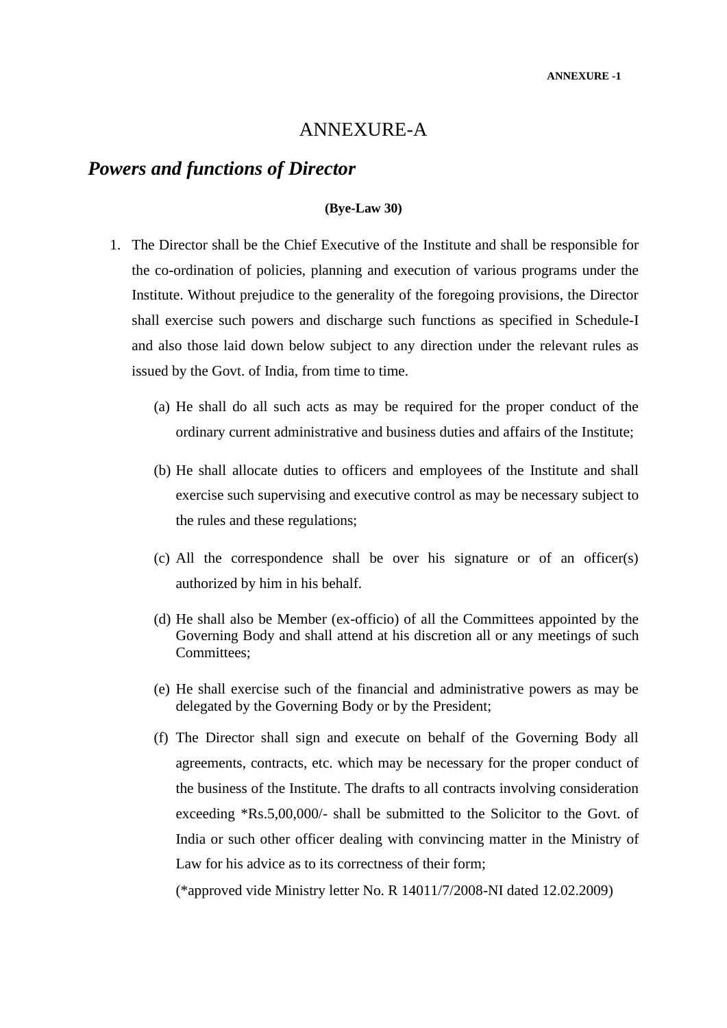**ANNEXURE -1**

# ANNEXURE-A

## *Powers and functions of Director*

**(Bye-Law 30)**

1. The Director shall be the Chief Executive of the Institute and shall be responsible for the co-ordination of policies, planning and execution of various programs under the Institute. Without prejudice to the generality of the foregoing provisions, the Director shall exercise such powers and discharge such functions as specified in Schedule-I and also those laid down below subject to any direction under the relevant rules as issued by the Govt. of India, from time to time.

   (a) He shall do all such acts as may be required for the proper conduct of the ordinary current administrative and business duties and affairs of the Institute;

   (b) He shall allocate duties to officers and employees of the Institute and shall exercise such supervising and executive control as may be necessary subject to the rules and these regulations;

   (c) All the correspondence shall be over his signature or of an officer(s) authorized by him in his behalf.

   (d) He shall also be Member (ex-officio) of all the Committees appointed by the Governing Body and shall attend at his discretion all or any meetings of such Committees;

   (e) He shall exercise such of the financial and administrative powers as may be delegated by the Governing Body or by the President;

   (f) The Director shall sign and execute on behalf of the Governing Body all agreements, contracts, etc. which may be necessary for the proper conduct of the business of the Institute. The drafts to all contracts involving consideration exceeding *Rs.5,00,000/- shall be submitted to the Solicitor to the Govt. of India or such other officer dealing with convincing matter in the Ministry of Law for his advice as to its correctness of their form;

   (*approved vide Ministry letter No. R 14011/7/2008-NI dated 12.02.2009)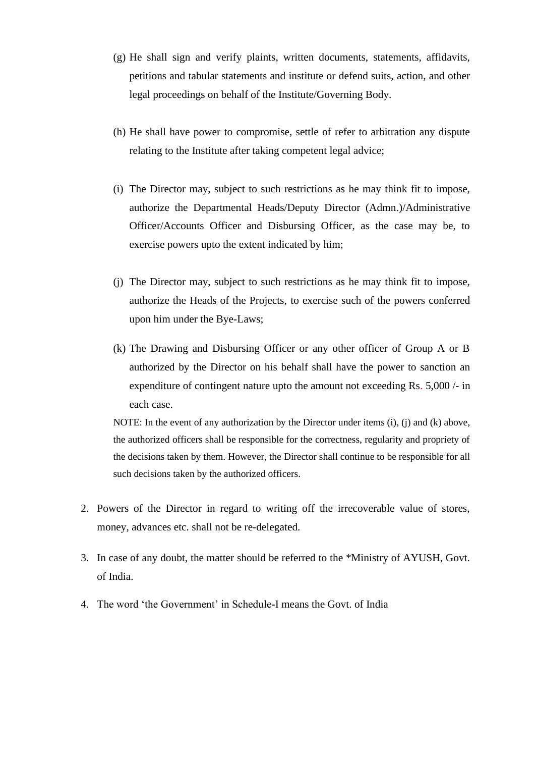(g) He shall sign and verify plaints, written documents, statements, affidavits, petitions and tabular statements and institute or defend suits, action, and other legal proceedings on behalf of the Institute/Governing Body.

(h) He shall have power to compromise, settle of refer to arbitration any dispute relating to the Institute after taking competent legal advice;

(i) The Director may, subject to such restrictions as he may think fit to impose, authorize the Departmental Heads/Deputy Director (Admn.)/Administrative Officer/Accounts Officer and Disbursing Officer, as the case may be, to exercise powers upto the extent indicated by him;

(j) The Director may, subject to such restrictions as he may think fit to impose, authorize the Heads of the Projects, to exercise such of the powers conferred upon him under the Bye-Laws;

(k) The Drawing and Disbursing Officer or any other officer of Group A or B authorized by the Director on his behalf shall have the power to sanction an expenditure of contingent nature upto the amount not exceeding Rs. 5,000 /- in each case.

NOTE: In the event of any authorization by the Director under items (i), (j) and (k) above, the authorized officers shall be responsible for the correctness, regularity and propriety of the decisions taken by them. However, the Director shall continue to be responsible for all such decisions taken by the authorized officers.

2. Powers of the Director in regard to writing off the irrecoverable value of stores, money, advances etc. shall not be re-delegated.

3. In case of any doubt, the matter should be referred to the *Ministry of AYUSH, Govt. of India.

4. The word 'the Government' in Schedule-I means the Govt. of India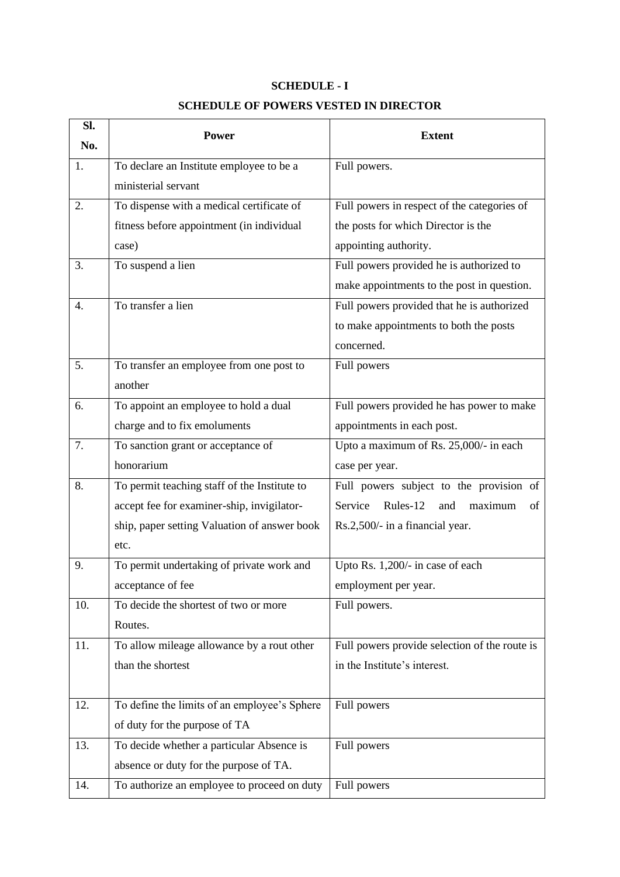**SCHEDULE - I**

**SCHEDULE OF POWERS VESTED IN DIRECTOR**

| Sl. No. | Power | Extent |
|---|---|---|
| 1. | To declare an Institute employee to be a ministerial servant | Full powers. |
| 2. | To dispense with a medical certificate of fitness before appointment (in individual case) | Full powers in respect of the categories of the posts for which Director is the appointing authority. |
| 3. | To suspend a lien | Full powers provided he is authorized to make appointments to the post in question. |
| 4. | To transfer a lien | Full powers provided that he is authorized to make appointments to both the posts concerned. |
| 5. | To transfer an employee from one post to another | Full powers |
| 6. | To appoint an employee to hold a dual charge and to fix emoluments | Full powers provided he has power to make appointments in each post. |
| 7. | To sanction grant or acceptance of honorarium | Upto a maximum of Rs. 25,000/- in each case per year. |
| 8. | To permit teaching staff of the Institute to accept fee for examiner-ship, invigilator-ship, paper setting Valuation of answer book etc. | Full powers subject to the provision of Service Rules-12 and maximum of Rs.2,500/- in a financial year. |
| 9. | To permit undertaking of private work and acceptance of fee | Upto Rs. 1,200/- in case of each employment per year. |
| 10. | To decide the shortest of two or more Routes. | Full powers. |
| 11. | To allow mileage allowance by a rout other than the shortest | Full powers provide selection of the route is in the Institute's interest. |
| 12. | To define the limits of an employee's Sphere of duty for the purpose of TA | Full powers |
| 13. | To decide whether a particular Absence is absence or duty for the purpose of TA. | Full powers |
| 14. | To authorize an employee to proceed on duty | Full powers |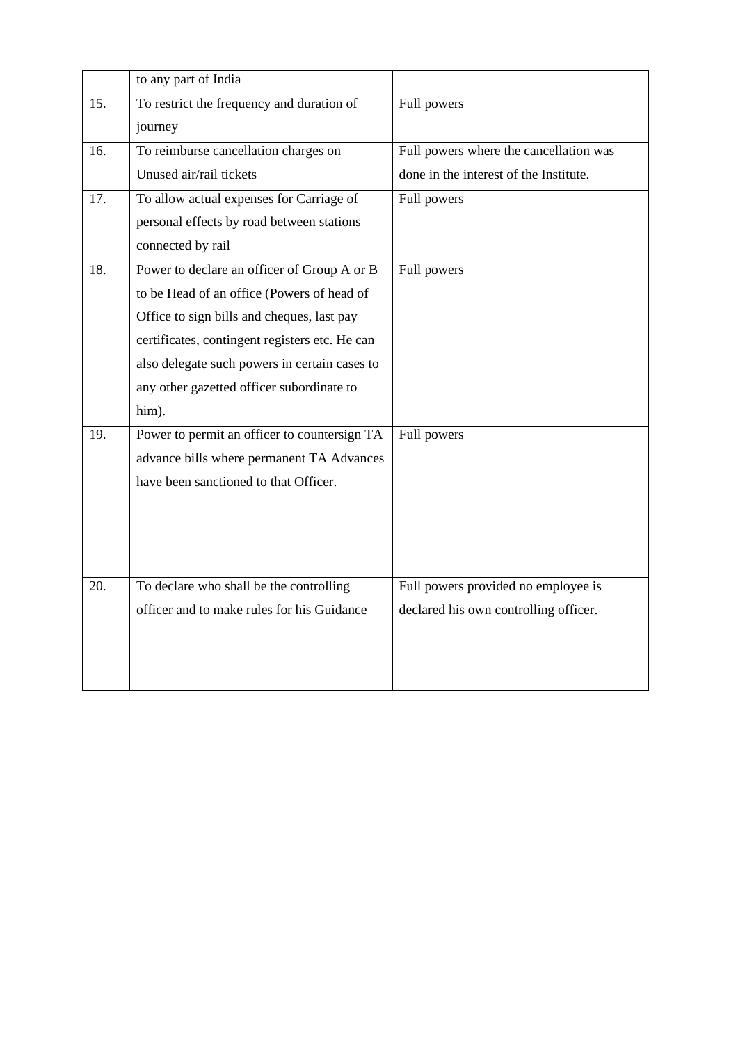| | | |
|---|---|---|
| | to any part of India | |
| 15. | To restrict the frequency and duration of journey | Full powers |
| 16. | To reimburse cancellation charges on Unused air/rail tickets | Full powers where the cancellation was done in the interest of the Institute. |
| 17. | To allow actual expenses for Carriage of personal effects by road between stations connected by rail | Full powers |
| 18. | Power to declare an officer of Group A or B to be Head of an office (Powers of head of Office to sign bills and cheques, last pay certificates, contingent registers etc. He can also delegate such powers in certain cases to any other gazetted officer subordinate to him). | Full powers |
| 19. | Power to permit an officer to countersign TA advance bills where permanent TA Advances have been sanctioned to that Officer. | Full powers |
| 20. | To declare who shall be the controlling officer and to make rules for his Guidance | Full powers provided no employee is declared his own controlling officer. |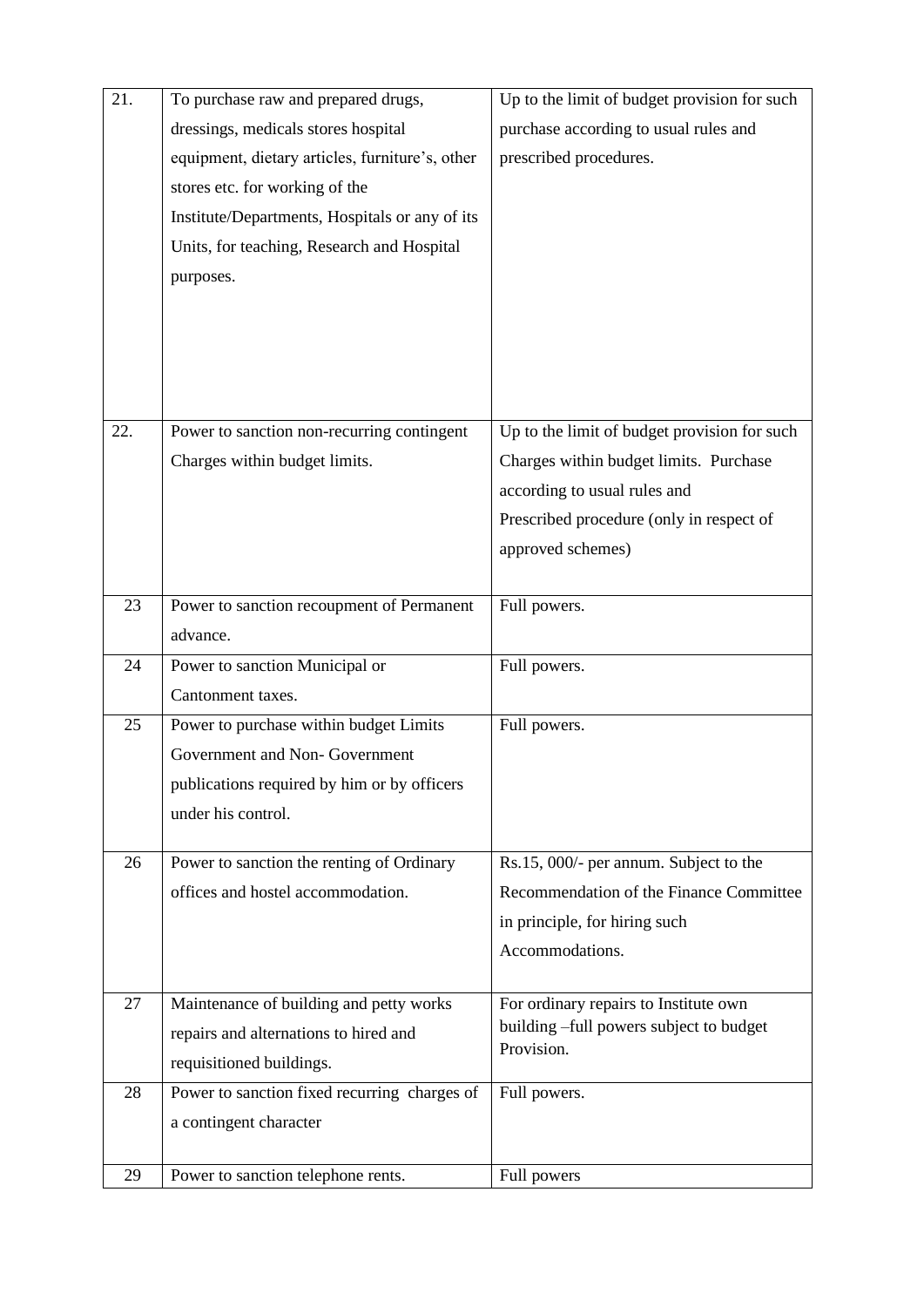| 21. | To purchase raw and prepared drugs, dressings, medicals stores hospital equipment, dietary articles, furniture's, other stores etc. for working of the Institute/Departments, Hospitals or any of its Units, for teaching, Research and Hospital purposes. | Up to the limit of budget provision for such purchase according to usual rules and prescribed procedures. |
|---|---|---|
| 22. | Power to sanction non-recurring contingent Charges within budget limits. | Up to the limit of budget provision for such Charges within budget limits. Purchase according to usual rules and Prescribed procedure (only in respect of approved schemes) |
| 23 | Power to sanction recoupment of Permanent advance. | Full powers. |
| 24 | Power to sanction Municipal or Cantonment taxes. | Full powers. |
| 25 | Power to purchase within budget Limits Government and Non- Government publications required by him or by officers under his control. | Full powers. |
| 26 | Power to sanction the renting of Ordinary offices and hostel accommodation. | Rs.15, 000/- per annum. Subject to the Recommendation of the Finance Committee in principle, for hiring such Accommodations. |
| 27 | Maintenance of building and petty works repairs and alternations to hired and requisitioned buildings. | For ordinary repairs to Institute own building –full powers subject to budget Provision. |
| 28 | Power to sanction fixed recurring charges of a contingent character | Full powers. |
| 29 | Power to sanction telephone rents. | Full powers |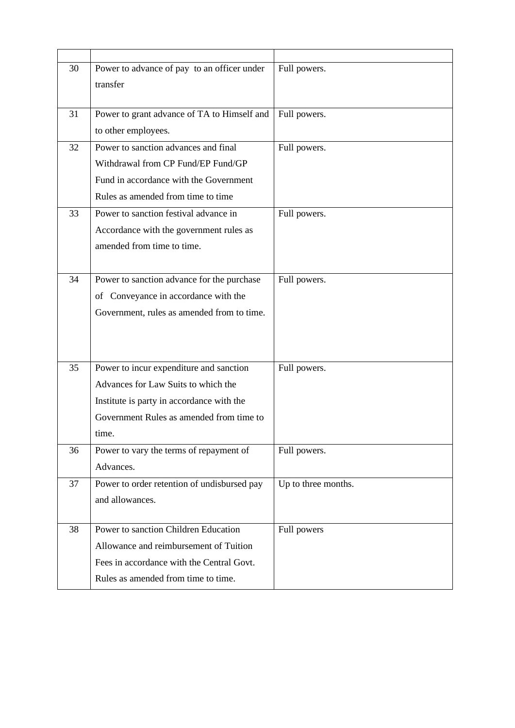| | | |
|---|---|---|
| 30 | Power to advance of pay to an officer under transfer | Full powers. |
| 31 | Power to grant advance of TA to Himself and to other employees. | Full powers. |
| 32 | Power to sanction advances and final Withdrawal from CP Fund/EP Fund/GP Fund in accordance with the Government Rules as amended from time to time | Full powers. |
| 33 | Power to sanction festival advance in Accordance with the government rules as amended from time to time. | Full powers. |
| 34 | Power to sanction advance for the purchase of Conveyance in accordance with the Government, rules as amended from to time. | Full powers. |
| 35 | Power to incur expenditure and sanction Advances for Law Suits to which the Institute is party in accordance with the Government Rules as amended from time to time. | Full powers. |
| 36 | Power to vary the terms of repayment of Advances. | Full powers. |
| 37 | Power to order retention of undisbursed pay and allowances. | Up to three months. |
| 38 | Power to sanction Children Education Allowance and reimbursement of Tuition Fees in accordance with the Central Govt. Rules as amended from time to time. | Full powers |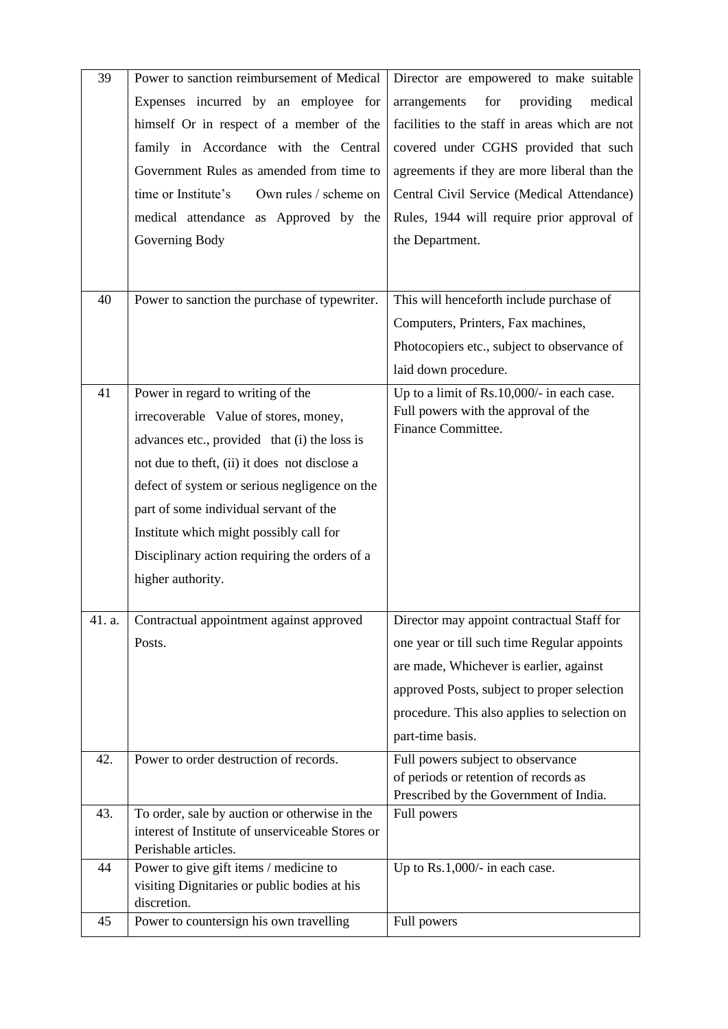| 39 | Power to sanction reimbursement of Medical Expenses incurred by an employee for himself Or in respect of a member of the family in Accordance with the Central Government Rules as amended from time to time or Institute's Own rules / scheme on medical attendance as Approved by the Governing Body | Director are empowered to make suitable arrangements for providing medical facilities to the staff in areas which are not covered under CGHS provided that such agreements if they are more liberal than the Central Civil Service (Medical Attendance) Rules, 1944 will require prior approval of the Department. |
|---|---|---|
| 40 | Power to sanction the purchase of typewriter. | This will henceforth include purchase of Computers, Printers, Fax machines, Photocopiers etc., subject to observance of laid down procedure. |
| 41 | Power in regard to writing of the irrecoverable Value of stores, money, advances etc., provided that (i) the loss is not due to theft, (ii) it does not disclose a defect of system or serious negligence on the part of some individual servant of the Institute which might possibly call for Disciplinary action requiring the orders of a higher authority. | Up to a limit of Rs.10,000/- in each case. Full powers with the approval of the Finance Committee. |
| 41. a. | Contractual appointment against approved Posts. | Director may appoint contractual Staff for one year or till such time Regular appoints are made, Whichever is earlier, against approved Posts, subject to proper selection procedure. This also applies to selection on part-time basis. |
| 42. | Power to order destruction of records. | Full powers subject to observance of periods or retention of records as Prescribed by the Government of India. |
| 43. | To order, sale by auction or otherwise in the interest of Institute of unserviceable Stores or Perishable articles. | Full powers |
| 44 | Power to give gift items / medicine to visiting Dignitaries or public bodies at his discretion. | Up to Rs.1,000/- in each case. |
| 45 | Power to countersign his own travelling | Full powers |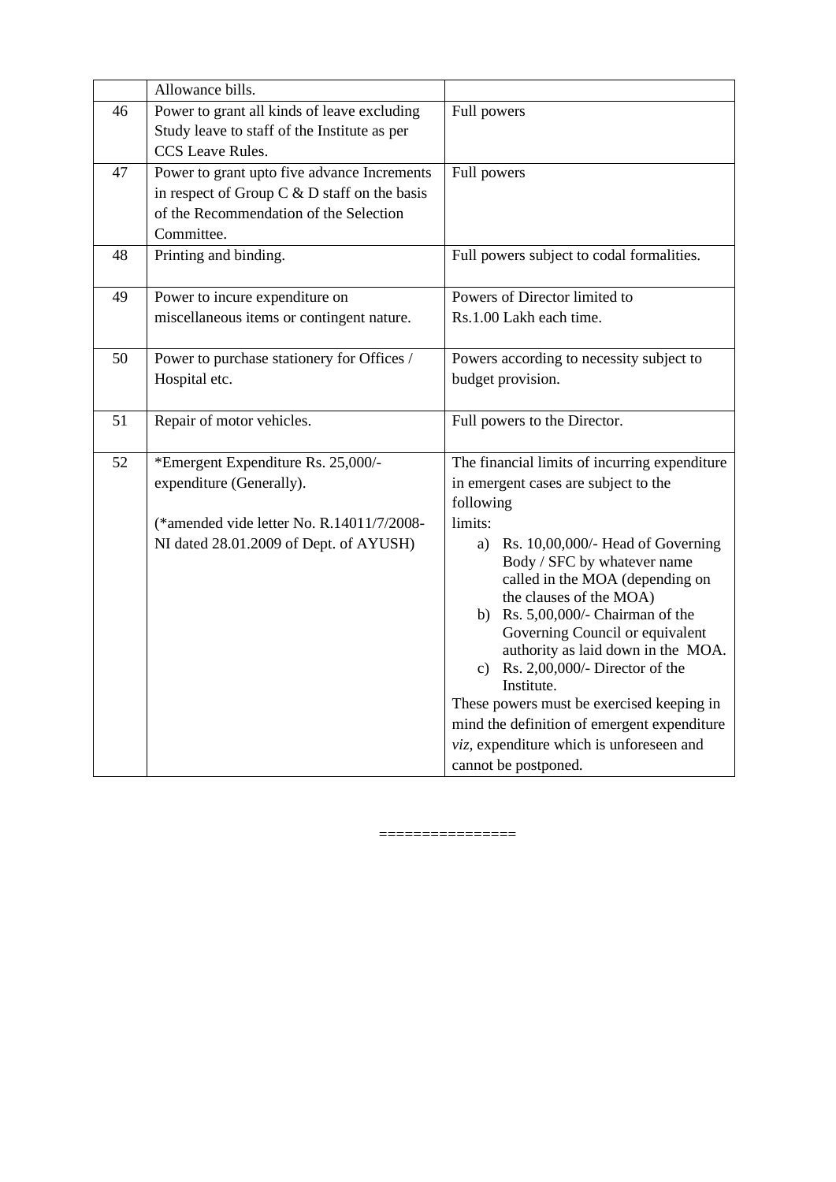| | | |
|---|---|---|
| | Allowance bills. | |
| 46 | Power to grant all kinds of leave excluding Study leave to staff of the Institute as per CCS Leave Rules. | Full powers |
| 47 | Power to grant upto five advance Increments in respect of Group C & D staff on the basis of the Recommendation of the Selection Committee. | Full powers |
| 48 | Printing and binding. | Full powers subject to codal formalities. |
| 49 | Power to incure expenditure on miscellaneous items or contingent nature. | Powers of Director limited to Rs.1.00 Lakh each time. |
| 50 | Power to purchase stationery for Offices / Hospital etc. | Powers according to necessity subject to budget provision. |
| 51 | Repair of motor vehicles. | Full powers to the Director. |
| 52 | *Emergent Expenditure Rs. 25,000/- expenditure (Generally).<br><br>(*amended vide letter No. R.14011/7/2008-NI dated 28.01.2009 of Dept. of AYUSH) | The financial limits of incurring expenditure in emergent cases are subject to the following limits:<br>a) Rs. 10,00,000/- Head of Governing Body / SFC by whatever name called in the MOA (depending on the clauses of the MOA)<br>b) Rs. 5,00,000/- Chairman of the Governing Council or equivalent authority as laid down in the MOA.<br>c) Rs. 2,00,000/- Director of the Institute.<br>These powers must be exercised keeping in mind the definition of emergent expenditure *viz*, expenditure which is unforeseen and cannot be postponed. |

===============